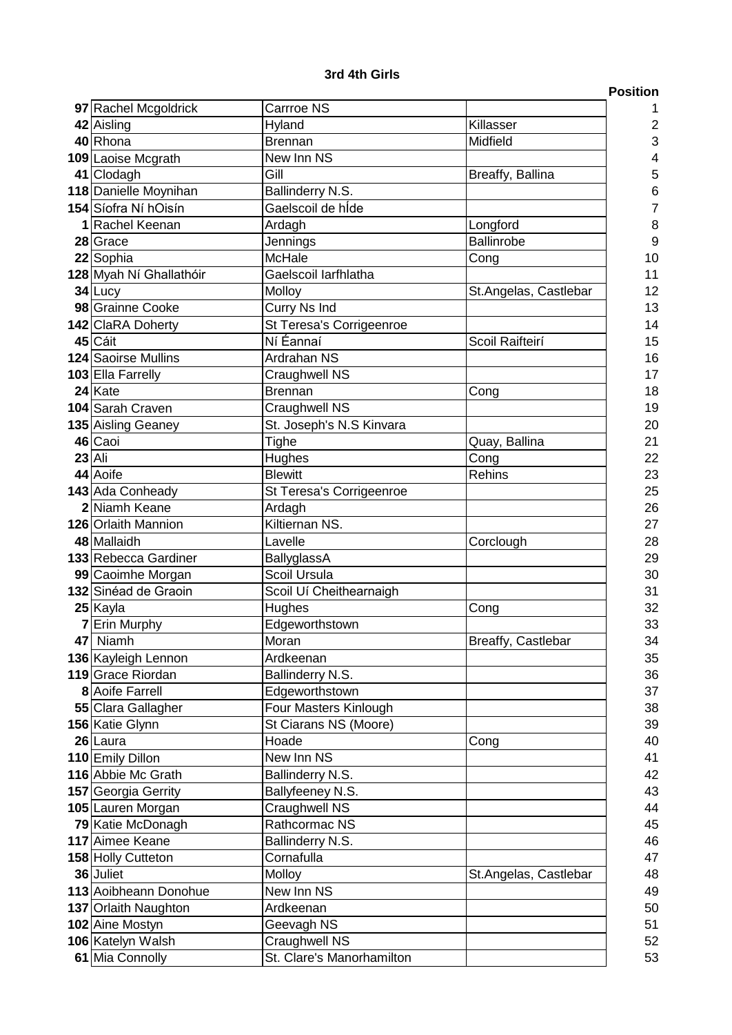### 3rd 4th Girls

| | | | | Position |
|---|---|---|---|---|
| 97 | Rachel Mcgoldrick | Carrroe NS | | 1 |
| 42 | Aisling | Hyland | Killasser | 2 |
| 40 | Rhona | Brennan | Midfield | 3 |
| 109 | Laoise Mcgrath | New Inn NS | | 4 |
| 41 | Clodagh | Gill | Breaffy, Ballina | 5 |
| 118 | Danielle Moynihan | Ballinderry N.S. | | 6 |
| 154 | Síofra Ní hOisín | Gaelscoil de hÍde | | 7 |
| 1 | Rachel Keenan | Ardagh | Longford | 8 |
| 28 | Grace | Jennings | Ballinrobe | 9 |
| 22 | Sophia | McHale | Cong | 10 |
| 128 | Myah Ní Ghallathóir | Gaelscoil Iarfhlatha | | 11 |
| 34 | Lucy | Molloy | St.Angelas, Castlebar | 12 |
| 98 | Grainne Cooke | Curry Ns Ind | | 13 |
| 142 | ClaRA Doherty | St Teresa's Corrigeenroe | | 14 |
| 45 | Cáit | Ní Éannaí | Scoil Raifteirí | 15 |
| 124 | Saoirse Mullins | Ardrahan NS | | 16 |
| 103 | Ella Farrelly | Craughwell NS | | 17 |
| 24 | Kate | Brennan | Cong | 18 |
| 104 | Sarah Craven | Craughwell NS | | 19 |
| 135 | Aisling Geaney | St. Joseph's N.S Kinvara | | 20 |
| 46 | Caoi | Tighe | Quay, Ballina | 21 |
| 23 | Ali | Hughes | Cong | 22 |
| 44 | Aoife | Blewitt | Rehins | 23 |
| 143 | Ada Conheady | St Teresa's Corrigeenroe | | 25 |
| 2 | Niamh Keane | Ardagh | | 26 |
| 126 | Orlaith Mannion | Kiltiernan NS. | | 27 |
| 48 | Mallaidh | Lavelle | Corclough | 28 |
| 133 | Rebecca Gardiner | BallyglassA | | 29 |
| 99 | Caoimhe Morgan | Scoil Ursula | | 30 |
| 132 | Sinéad de Graoin | Scoil Uí Cheithearnaigh | | 31 |
| 25 | Kayla | Hughes | Cong | 32 |
| 7 | Erin Murphy | Edgeworthstown | | 33 |
| 47 | Niamh | Moran | Breaffy, Castlebar | 34 |
| 136 | Kayleigh Lennon | Ardkeenan | | 35 |
| 119 | Grace Riordan | Ballinderry N.S. | | 36 |
| 8 | Aoife Farrell | Edgeworthstown | | 37 |
| 55 | Clara Gallagher | Four Masters Kinlough | | 38 |
| 156 | Katie Glynn | St Ciarans NS (Moore) | | 39 |
| 26 | Laura | Hoade | Cong | 40 |
| 110 | Emily Dillon | New Inn NS | | 41 |
| 116 | Abbie Mc Grath | Ballinderry N.S. | | 42 |
| 157 | Georgia Gerrity | Ballyfeeney N.S. | | 43 |
| 105 | Lauren Morgan | Craughwell NS | | 44 |
| 79 | Katie McDonagh | Rathcormac NS | | 45 |
| 117 | Aimee Keane | Ballinderry N.S. | | 46 |
| 158 | Holly Cutteton | Cornafulla | | 47 |
| 36 | Juliet | Molloy | St.Angelas, Castlebar | 48 |
| 113 | Aoibheann Donohue | New Inn NS | | 49 |
| 137 | Orlaith Naughton | Ardkeenan | | 50 |
| 102 | Aine Mostyn | Geevagh NS | | 51 |
| 106 | Katelyn Walsh | Craughwell NS | | 52 |
| 61 | Mia Connolly | St. Clare's Manorhamilton | | 53 |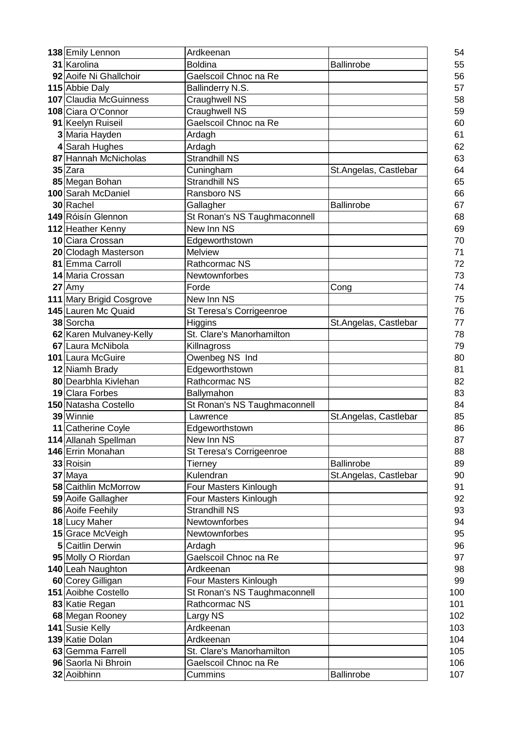| | | | | |
|---|---|---|---|---|
| **138** | Emily Lennon | Ardkeenan | | 54 |
| **31** | Karolina | Boldina | Ballinrobe | 55 |
| **92** | Aoife Ni Ghallchoir | Gaelscoil Chnoc na Re | | 56 |
| **115** | Abbie Daly | Ballinderry N.S. | | 57 |
| **107** | Claudia McGuinness | Craughwell NS | | 58 |
| **108** | Ciara O'Connor | Craughwell NS | | 59 |
| **91** | Keelyn Ruiseil | Gaelscoil Chnoc na Re | | 60 |
| **3** | Maria Hayden | Ardagh | | 61 |
| **4** | Sarah Hughes | Ardagh | | 62 |
| **87** | Hannah McNicholas | Strandhill NS | | 63 |
| **35** | Zara | Cuningham | St.Angelas, Castlebar | 64 |
| **85** | Megan Bohan | Strandhill NS | | 65 |
| **100** | Sarah McDaniel | Ransboro NS | | 66 |
| **30** | Rachel | Gallagher | Ballinrobe | 67 |
| **149** | Róisín Glennon | St Ronan's NS Taughmaconnell | | 68 |
| **112** | Heather Kenny | New Inn NS | | 69 |
| **10** | Ciara Crossan | Edgeworthstown | | 70 |
| **20** | Clodagh Masterson | Melview | | 71 |
| **81** | Emma Carroll | Rathcormac NS | | 72 |
| **14** | Maria Crossan | Newtownforbes | | 73 |
| **27** | Amy | Forde | Cong | 74 |
| **111** | Mary Brigid Cosgrove | New Inn NS | | 75 |
| **145** | Lauren Mc Quaid | St Teresa's Corrigeenroe | | 76 |
| **38** | Sorcha | Higgins | St.Angelas, Castlebar | 77 |
| **62** | Karen Mulvaney-Kelly | St. Clare's Manorhamilton | | 78 |
| **67** | Laura McNibola | Killnagross | | 79 |
| **101** | Laura McGuire | Owenbeg NS Ind | | 80 |
| **12** | Niamh Brady | Edgeworthstown | | 81 |
| **80** | Dearbhla Kivlehan | Rathcormac NS | | 82 |
| **19** | Clara Forbes | Ballymahon | | 83 |
| **150** | Natasha Costello | St Ronan's NS Taughmaconnell | | 84 |
| **39** | Winnie | Lawrence | St.Angelas, Castlebar | 85 |
| **11** | Catherine Coyle | Edgeworthstown | | 86 |
| **114** | Allanah Spellman | New Inn NS | | 87 |
| **146** | Errin Monahan | St Teresa's Corrigeenroe | | 88 |
| **33** | Roisin | Tierney | Ballinrobe | 89 |
| **37** | Maya | Kulendran | St.Angelas, Castlebar | 90 |
| **58** | Caithlin McMorrow | Four Masters Kinlough | | 91 |
| **59** | Aoife Gallagher | Four Masters Kinlough | | 92 |
| **86** | Aoife Feehily | Strandhill NS | | 93 |
| **18** | Lucy Maher | Newtownforbes | | 94 |
| **15** | Grace McVeigh | Newtownforbes | | 95 |
| **5** | Caitlin Derwin | Ardagh | | 96 |
| **95** | Molly O Riordan | Gaelscoil Chnoc na Re | | 97 |
| **140** | Leah Naughton | Ardkeenan | | 98 |
| **60** | Corey Gilligan | Four Masters Kinlough | | 99 |
| **151** | Aoibhe Costello | St Ronan's NS Taughmaconnell | | 100 |
| **83** | Katie Regan | Rathcormac NS | | 101 |
| **68** | Megan Rooney | Largy NS | | 102 |
| **141** | Susie Kelly | Ardkeenan | | 103 |
| **139** | Katie Dolan | Ardkeenan | | 104 |
| **63** | Gemma Farrell | St. Clare's Manorhamilton | | 105 |
| **96** | Saorla Ni Bhroin | Gaelscoil Chnoc na Re | | 106 |
| **32** | Aoibhinn | Cummins | Ballinrobe | 107 |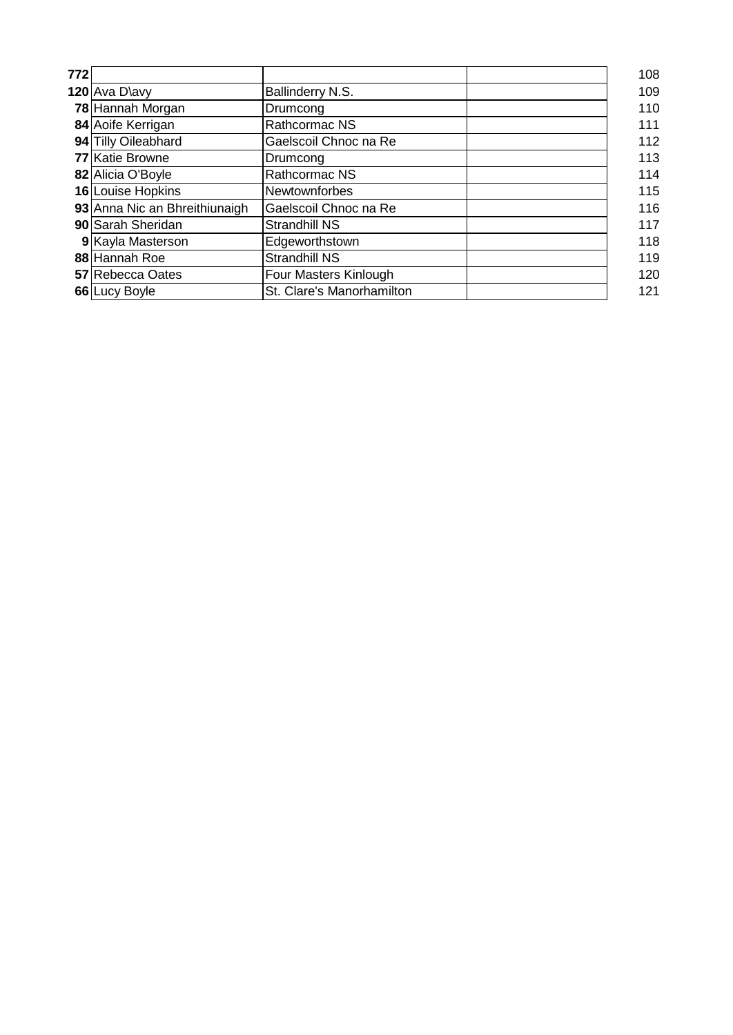| | | | | |
|---|---|---|---|---|
| **772** | | | | 108 |
| **120** | Ava D\avy | Ballinderry N.S. | | 109 |
| **78** | Hannah Morgan | Drumcong | | 110 |
| **84** | Aoife Kerrigan | Rathcormac NS | | 111 |
| **94** | Tilly Oileabhard | Gaelscoil Chnoc na Re | | 112 |
| **77** | Katie Browne | Drumcong | | 113 |
| **82** | Alicia O'Boyle | Rathcormac NS | | 114 |
| **16** | Louise Hopkins | Newtownforbes | | 115 |
| **93** | Anna Nic an Bhreithiunaigh | Gaelscoil Chnoc na Re | | 116 |
| **90** | Sarah Sheridan | Strandhill NS | | 117 |
| **9** | Kayla Masterson | Edgeworthstown | | 118 |
| **88** | Hannah Roe | Strandhill NS | | 119 |
| **57** | Rebecca Oates | Four Masters Kinlough | | 120 |
| **66** | Lucy Boyle | St. Clare's Manorhamilton | | 121 |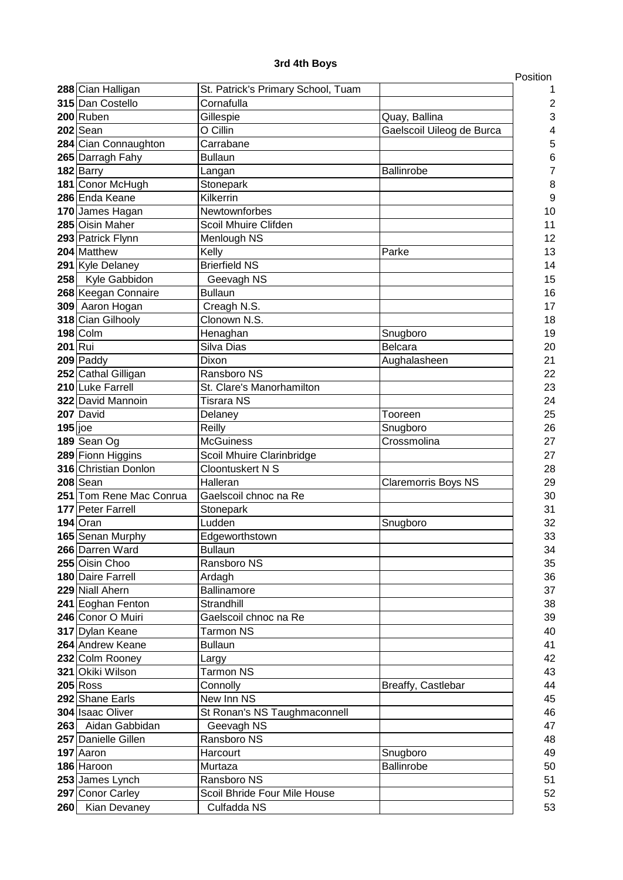# 3rd 4th Boys

| | | | | Position |
|---|---|---|---|---|
| **288** | Cian Halligan | St. Patrick's Primary School, Tuam | | 1 |
| **315** | Dan Costello | Cornafulla | | 2 |
| **200** | Ruben | Gillespie | Quay, Ballina | 3 |
| **202** | Sean | O Cillin | Gaelscoil Uileog de Burca | 4 |
| **284** | Cian Connaughton | Carrabane | | 5 |
| **265** | Darragh Fahy | Bullaun | | 6 |
| **182** | Barry | Langan | Ballinrobe | 7 |
| **181** | Conor McHugh | Stonepark | | 8 |
| **286** | Enda Keane | Kilkerrin | | 9 |
| **170** | James Hagan | Newtownforbes | | 10 |
| **285** | Oisin Maher | Scoil Mhuire Clifden | | 11 |
| **293** | Patrick Flynn | Menlough NS | | 12 |
| **204** | Matthew | Kelly | Parke | 13 |
| **291** | Kyle Delaney | Brierfield NS | | 14 |
| **258** | Kyle Gabbidon | Geevagh NS | | 15 |
| **268** | Keegan Connaire | Bullaun | | 16 |
| **309** | Aaron Hogan | Creagh N.S. | | 17 |
| **318** | Cian Gilhooly | Clonown N.S. | | 18 |
| **198** | Colm | Henaghan | Snugboro | 19 |
| **201** | Rui | Silva Dias | Belcara | 20 |
| **209** | Paddy | Dixon | Aughalasheen | 21 |
| **252** | Cathal Gilligan | Ransboro NS | | 22 |
| **210** | Luke Farrell | St. Clare's Manorhamilton | | 23 |
| **322** | David Mannoin | Tisrara NS | | 24 |
| **207** | David | Delaney | Tooreen | 25 |
| **195** | joe | Reilly | Snugboro | 26 |
| **189** | Sean Og | McGuiness | Crossmolina | 27 |
| **289** | Fionn Higgins | Scoil Mhuire Clarinbridge | | 27 |
| **316** | Christian Donlon | Cloontuskert N S | | 28 |
| **208** | Sean | Halleran | Claremorris Boys NS | 29 |
| **251** | Tom Rene Mac Conrua | Gaelscoil chnoc na Re | | 30 |
| **177** | Peter Farrell | Stonepark | | 31 |
| **194** | Oran | Ludden | Snugboro | 32 |
| **165** | Senan Murphy | Edgeworthstown | | 33 |
| **266** | Darren Ward | Bullaun | | 34 |
| **255** | Oisin Choo | Ransboro NS | | 35 |
| **180** | Daire Farrell | Ardagh | | 36 |
| **229** | Niall Ahern | Ballinamore | | 37 |
| **241** | Eoghan Fenton | Strandhill | | 38 |
| **246** | Conor O Muiri | Gaelscoil chnoc na Re | | 39 |
| **317** | Dylan Keane | Tarmon NS | | 40 |
| **264** | Andrew Keane | Bullaun | | 41 |
| **232** | Colm Rooney | Largy | | 42 |
| **321** | Okiki Wilson | Tarmon NS | | 43 |
| **205** | Ross | Connolly | Breaffy, Castlebar | 44 |
| **292** | Shane Earls | New Inn NS | | 45 |
| **304** | Isaac Oliver | St Ronan's NS Taughmaconnell | | 46 |
| **263** | Aidan Gabbidan | Geevagh NS | | 47 |
| **257** | Danielle Gillen | Ransboro NS | | 48 |
| **197** | Aaron | Harcourt | Snugboro | 49 |
| **186** | Haroon | Murtaza | Ballinrobe | 50 |
| **253** | James Lynch | Ransboro NS | | 51 |
| **297** | Conor Carley | Scoil Bhride Four Mile House | | 52 |
| **260** | Kian Devaney | Culfadda NS | | 53 |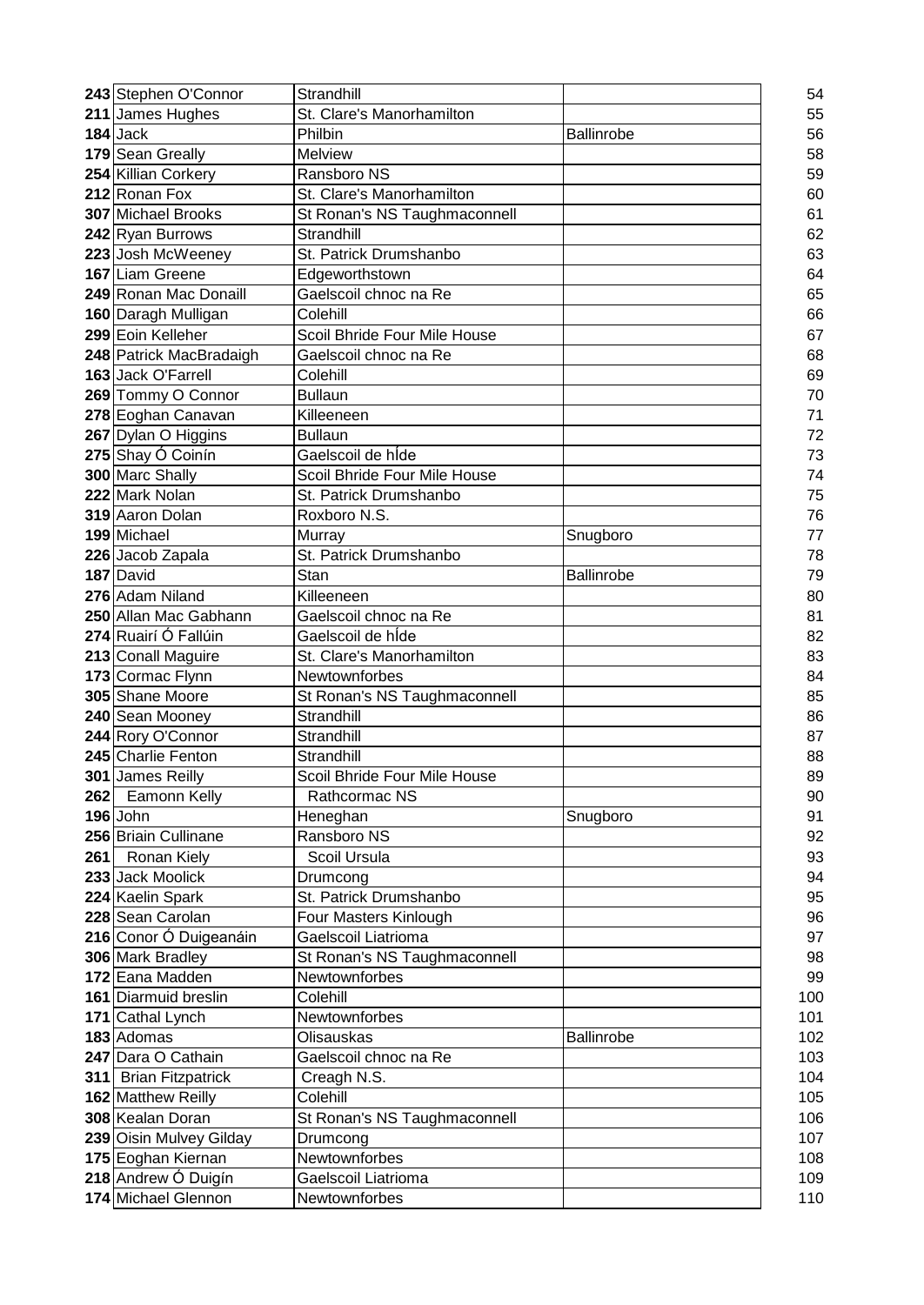| | | | | |
|---|---|---|---|---|
| **243** | Stephen O'Connor | Strandhill | | 54 |
| **211** | James Hughes | St. Clare's Manorhamilton | | 55 |
| **184** | Jack | Philbin | Ballinrobe | 56 |
| **179** | Sean Grealy | Melview | | 58 |
| **254** | Killian Corkery | Ransboro NS | | 59 |
| **212** | Ronan Fox | St. Clare's Manorhamilton | | 60 |
| **307** | Michael Brooks | St Ronan's NS Taughmaconnell | | 61 |
| **242** | Ryan Burrows | Strandhill | | 62 |
| **223** | Josh McWeeney | St. Patrick Drumshanbo | | 63 |
| **167** | Liam Greene | Edgeworthstown | | 64 |
| **249** | Ronan Mac Donaill | Gaelscoil chnoc na Re | | 65 |
| **160** | Daragh Mulligan | Colehill | | 66 |
| **299** | Eoin Kelleher | Scoil Bhride Four Mile House | | 67 |
| **248** | Patrick MacBradaigh | Gaelscoil chnoc na Re | | 68 |
| **163** | Jack O'Farrell | Colehill | | 69 |
| **269** | Tommy O Connor | Bullaun | | 70 |
| **278** | Eoghan Canavan | Killeeneen | | 71 |
| **267** | Dylan O Higgins | Bullaun | | 72 |
| **275** | Shay Ó Coinín | Gaelscoil de hÍde | | 73 |
| **300** | Marc Shally | Scoil Bhride Four Mile House | | 74 |
| **222** | Mark Nolan | St. Patrick Drumshanbo | | 75 |
| **319** | Aaron Dolan | Roxboro N.S. | | 76 |
| **199** | Michael | Murray | Snugboro | 77 |
| **226** | Jacob Zapala | St. Patrick Drumshanbo | | 78 |
| **187** | David | Stan | Ballinrobe | 79 |
| **276** | Adam Niland | Killeeneen | | 80 |
| **250** | Allan Mac Gabhann | Gaelscoil chnoc na Re | | 81 |
| **274** | Ruairí Ó Fallúin | Gaelscoil de hÍde | | 82 |
| **213** | Conall Maguire | St. Clare's Manorhamilton | | 83 |
| **173** | Cormac Flynn | Newtownforbes | | 84 |
| **305** | Shane Moore | St Ronan's NS Taughmaconnell | | 85 |
| **240** | Sean Mooney | Strandhill | | 86 |
| **244** | Rory O'Connor | Strandhill | | 87 |
| **245** | Charlie Fenton | Strandhill | | 88 |
| **301** | James Reilly | Scoil Bhride Four Mile House | | 89 |
| **262** | Eamonn Kelly | Rathcormac NS | | 90 |
| **196** | John | Heneghan | Snugboro | 91 |
| **256** | Briain Cullinane | Ransboro NS | | 92 |
| **261** | Ronan Kiely | Scoil Ursula | | 93 |
| **233** | Jack Moolick | Drumcong | | 94 |
| **224** | Kaelin Spark | St. Patrick Drumshanbo | | 95 |
| **228** | Sean Carolan | Four Masters Kinlough | | 96 |
| **216** | Conor Ó Duigeanáin | Gaelscoil Liatrioma | | 97 |
| **306** | Mark Bradley | St Ronan's NS Taughmaconnell | | 98 |
| **172** | Eana Madden | Newtownforbes | | 99 |
| **161** | Diarmuid breslin | Colehill | | 100 |
| **171** | Cathal Lynch | Newtownforbes | | 101 |
| **183** | Adomas | Olisauskas | Ballinrobe | 102 |
| **247** | Dara O Cathain | Gaelscoil chnoc na Re | | 103 |
| **311** | Brian Fitzpatrick | Creagh N.S. | | 104 |
| **162** | Matthew Reilly | Colehill | | 105 |
| **308** | Kealan Doran | St Ronan's NS Taughmaconnell | | 106 |
| **239** | Oisin Mulvey Gilday | Drumcong | | 107 |
| **175** | Eoghan Kiernan | Newtownforbes | | 108 |
| **218** | Andrew Ó Duigín | Gaelscoil Liatrioma | | 109 |
| **174** | Michael Glennon | Newtownforbes | | 110 |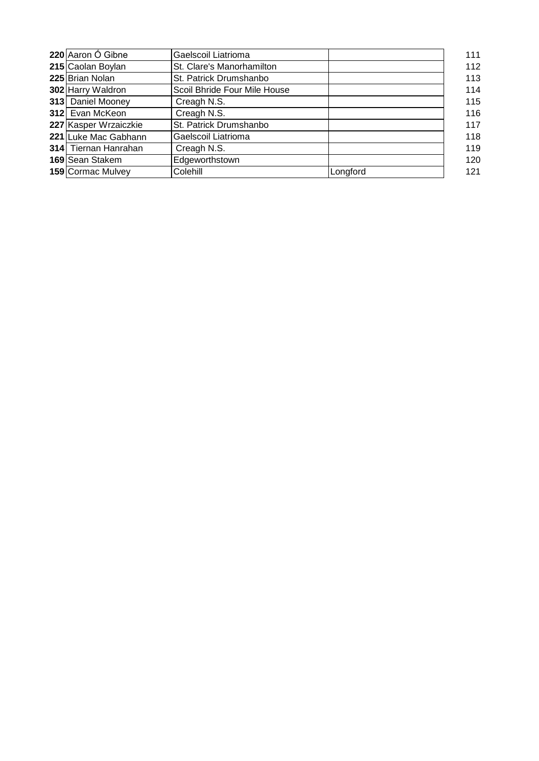| | | | | |
|---|---|---|---|---|
| **220** | Aaron Ó Gibne | Gaelscoil Liatrioma | | 111 |
| **215** | Caolan Boylan | St. Clare's Manorhamilton | | 112 |
| **225** | Brian Nolan | St. Patrick Drumshanbo | | 113 |
| **302** | Harry Waldron | Scoil Bhride Four Mile House | | 114 |
| **313** | Daniel Mooney | Creagh N.S. | | 115 |
| **312** | Evan McKeon | Creagh N.S. | | 116 |
| **227** | Kasper Wrzaiczkie | St. Patrick Drumshanbo | | 117 |
| **221** | Luke Mac Gabhann | Gaelscoil Liatrioma | | 118 |
| **314** | Tiernan Hanrahan | Creagh N.S. | | 119 |
| **169** | Sean Stakem | Edgeworthstown | | 120 |
| **159** | Cormac Mulvey | Colehill | Longford | 121 |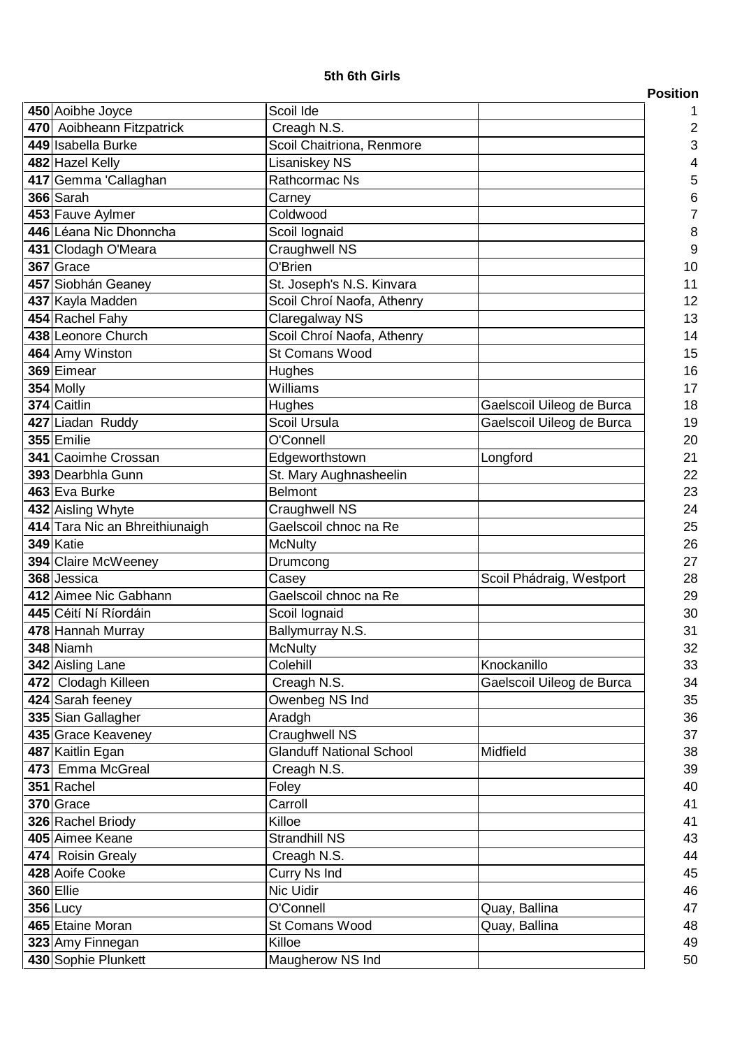# 5th 6th Girls

| | | | | Position |
|---|---|---|---|---|
| **450** | Aoibhe Joyce | Scoil Ide | | 1 |
| **470** | Aoibheann Fitzpatrick | Creagh N.S. | | 2 |
| **449** | Isabella Burke | Scoil Chaitriona, Renmore | | 3 |
| **482** | Hazel Kelly | Lisaniskey NS | | 4 |
| **417** | Gemma 'Callaghan | Rathcormac Ns | | 5 |
| **366** | Sarah | Carney | | 6 |
| **453** | Fauve Aylmer | Coldwood | | 7 |
| **446** | Léana Nic Dhonncha | Scoil Iognaid | | 8 |
| **431** | Clodagh O'Meara | Craughwell NS | | 9 |
| **367** | Grace | O'Brien | | 10 |
| **457** | Siobhán Geaney | St. Joseph's N.S. Kinvara | | 11 |
| **437** | Kayla Madden | Scoil Chroí Naofa, Athenry | | 12 |
| **454** | Rachel Fahy | Claregalway NS | | 13 |
| **438** | Leonore Church | Scoil Chroí Naofa, Athenry | | 14 |
| **464** | Amy Winston | St Comans Wood | | 15 |
| **369** | Eimear | Hughes | | 16 |
| **354** | Molly | Williams | | 17 |
| **374** | Caitlin | Hughes | Gaelscoil Uileog de Burca | 18 |
| **427** | Liadan Ruddy | Scoil Ursula | Gaelscoil Uileog de Burca | 19 |
| **355** | Emilie | O'Connell | | 20 |
| **341** | Caoimhe Crossan | Edgeworthstown | Longford | 21 |
| **393** | Dearbhla Gunn | St. Mary Aughnasheelin | | 22 |
| **463** | Eva Burke | Belmont | | 23 |
| **432** | Aisling Whyte | Craughwell NS | | 24 |
| **414** | Tara Nic an Bhreithiunaigh | Gaelscoil chnoc na Re | | 25 |
| **349** | Katie | McNulty | | 26 |
| **394** | Claire McWeeney | Drumcong | | 27 |
| **368** | Jessica | Casey | Scoil Phádraig, Westport | 28 |
| **412** | Aimee Nic Gabhann | Gaelscoil chnoc na Re | | 29 |
| **445** | Céití Ní Ríordáin | Scoil Iognaid | | 30 |
| **478** | Hannah Murray | Ballymurray N.S. | | 31 |
| **348** | Niamh | McNulty | | 32 |
| **342** | Aisling Lane | Colehill | Knockanillo | 33 |
| **472** | Clodagh Killeen | Creagh N.S. | Gaelscoil Uileog de Burca | 34 |
| **424** | Sarah feeney | Owenbeg NS Ind | | 35 |
| **335** | Sian Gallagher | Aradgh | | 36 |
| **435** | Grace Keaveney | Craughwell NS | | 37 |
| **487** | Kaitlin Egan | Glanduff National School | Midfield | 38 |
| **473** | Emma McGreal | Creagh N.S. | | 39 |
| **351** | Rachel | Foley | | 40 |
| **370** | Grace | Carroll | | 41 |
| **326** | Rachel Briody | Killoe | | 41 |
| **405** | Aimee Keane | Strandhill NS | | 43 |
| **474** | Roisin Grealy | Creagh N.S. | | 44 |
| **428** | Aoife Cooke | Curry Ns Ind | | 45 |
| **360** | Ellie | Nic Uidir | | 46 |
| **356** | Lucy | O'Connell | Quay, Ballina | 47 |
| **465** | Etaine Moran | St Comans Wood | Quay, Ballina | 48 |
| **323** | Amy Finnegan | Killoe | | 49 |
| **430** | Sophie Plunkett | Maugherow NS Ind | | 50 |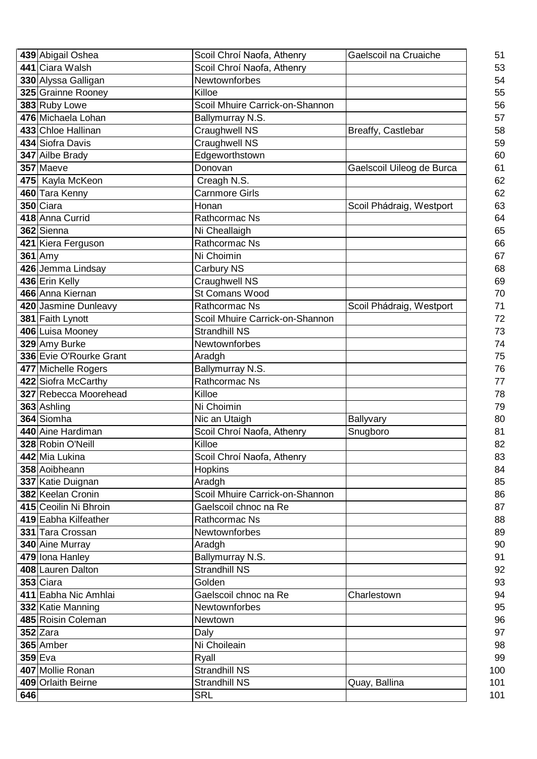| | | | | |
|---|---|---|---|---|
| **439** | Abigail Oshea | Scoil Chroí Naofa, Athenry | Gaelscoil na Cruaiche | 51 |
| **441** | Ciara Walsh | Scoil Chroí Naofa, Athenry | | 53 |
| **330** | Alyssa Galligan | Newtownforbes | | 54 |
| **325** | Grainne Rooney | Killoe | | 55 |
| **383** | Ruby Lowe | Scoil Mhuire Carrick-on-Shannon | | 56 |
| **476** | Michaela Lohan | Ballymurray N.S. | | 57 |
| **433** | Chloe Hallinan | Craughwell NS | Breaffy, Castlebar | 58 |
| **434** | Siofra Davis | Craughwell NS | | 59 |
| **347** | Ailbe Brady | Edgeworthstown | | 60 |
| **357** | Maeve | Donovan | Gaelscoil Uileog de Burca | 61 |
| **475** | Kayla McKeon | Creagh N.S. | | 62 |
| **460** | Tara Kenny | Carnmore Girls | | 62 |
| **350** | Ciara | Honan | Scoil Phádraig, Westport | 63 |
| **418** | Anna Currid | Rathcormac Ns | | 64 |
| **362** | Sienna | Ni Cheallaigh | | 65 |
| **421** | Kiera Ferguson | Rathcormac Ns | | 66 |
| **361** | Amy | Ni Choimin | | 67 |
| **426** | Jemma Lindsay | Carbury NS | | 68 |
| **436** | Erin Kelly | Craughwell NS | | 69 |
| **466** | Anna Kiernan | St Comans Wood | | 70 |
| **420** | Jasmine Dunleavy | Rathcormac Ns | Scoil Phádraig, Westport | 71 |
| **381** | Faith Lynott | Scoil Mhuire Carrick-on-Shannon | | 72 |
| **406** | Luisa Mooney | Strandhill NS | | 73 |
| **329** | Amy Burke | Newtownforbes | | 74 |
| **336** | Evie O'Rourke Grant | Aradgh | | 75 |
| **477** | Michelle Rogers | Ballymurray N.S. | | 76 |
| **422** | Siofra McCarthy | Rathcormac Ns | | 77 |
| **327** | Rebecca Moorehead | Killoe | | 78 |
| **363** | Ashling | Ni Choimin | | 79 |
| **364** | Siomha | Nic an Utaigh | Ballyvary | 80 |
| **440** | Aine Hardiman | Scoil Chroí Naofa, Athenry | Snugboro | 81 |
| **328** | Robin O'Neill | Killoe | | 82 |
| **442** | Mia Lukina | Scoil Chroí Naofa, Athenry | | 83 |
| **358** | Aoibheann | Hopkins | | 84 |
| **337** | Katie Duignan | Aradgh | | 85 |
| **382** | Keelan Cronin | Scoil Mhuire Carrick-on-Shannon | | 86 |
| **415** | Ceoilin Ni Bhroin | Gaelscoil chnoc na Re | | 87 |
| **419** | Eabha Kilfeather | Rathcormac Ns | | 88 |
| **331** | Tara Crossan | Newtownforbes | | 89 |
| **340** | Aine Murray | Aradgh | | 90 |
| **479** | Iona Hanley | Ballymurray N.S. | | 91 |
| **408** | Lauren Dalton | Strandhill NS | | 92 |
| **353** | Ciara | Golden | | 93 |
| **411** | Eabha Nic Amhlai | Gaelscoil chnoc na Re | Charlestown | 94 |
| **332** | Katie Manning | Newtownforbes | | 95 |
| **485** | Roisin Coleman | Newtown | | 96 |
| **352** | Zara | Daly | | 97 |
| **365** | Amber | Ni Choileain | | 98 |
| **359** | Eva | Ryall | | 99 |
| **407** | Mollie Ronan | Strandhill NS | | 100 |
| **409** | Orlaith Beirne | Strandhill NS | Quay, Ballina | 101 |
| **646** | | SRL | | 101 |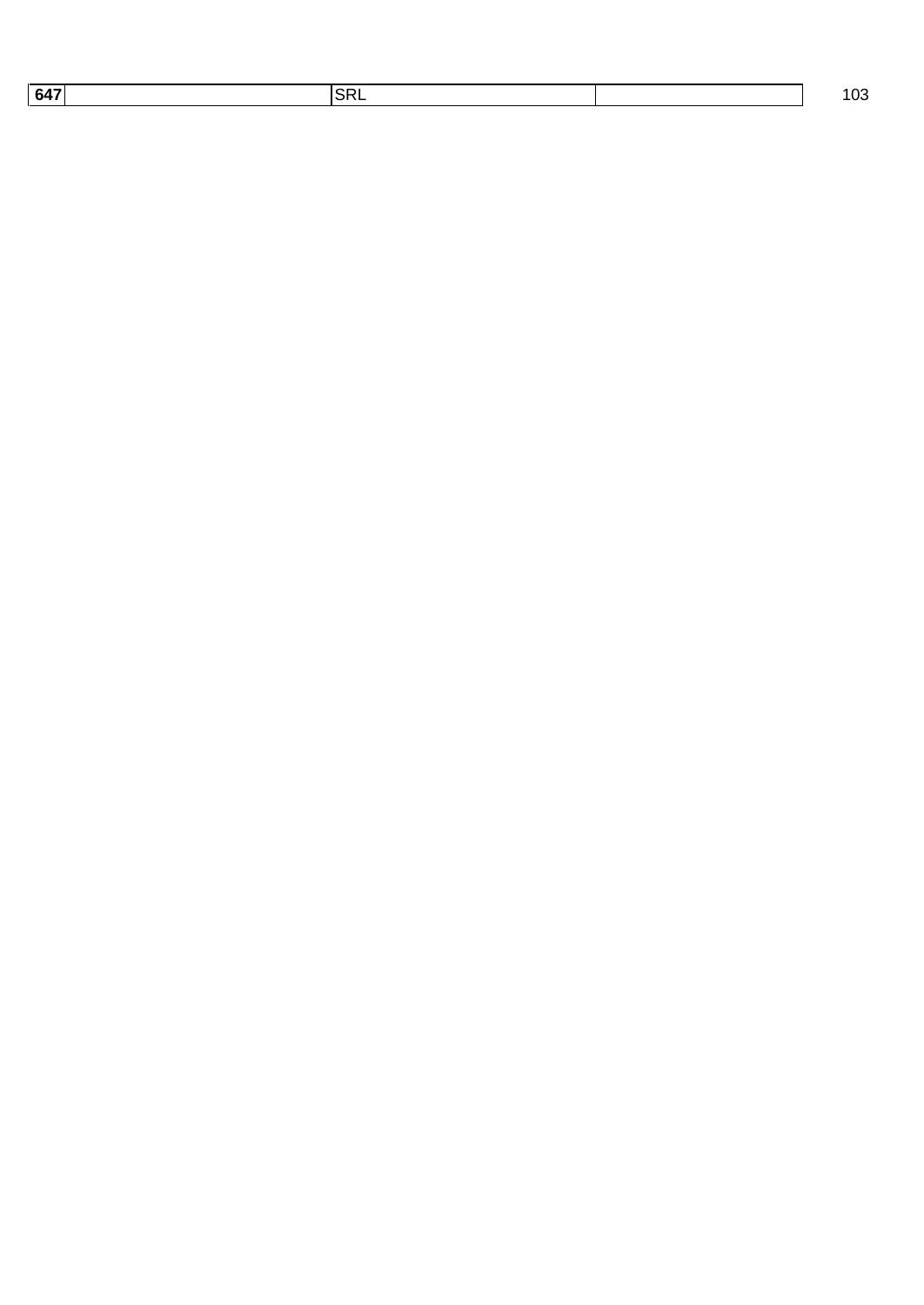| 647 | | SRL | | 103 |
|---|---|---|---|---|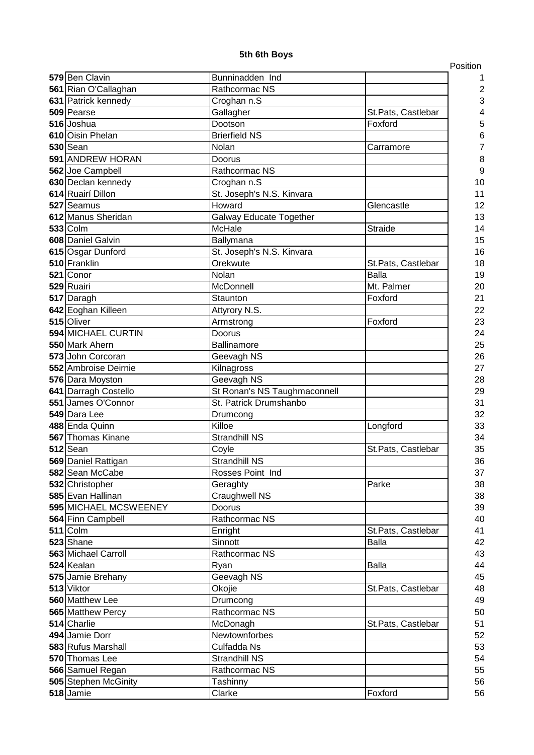# 5th 6th Boys

| | | | | Position |
|---|---|---|---|---|
| **579** | Ben Clavin | Bunninadden Ind | | 1 |
| **561** | Rian O'Callaghan | Rathcormac NS | | 2 |
| **631** | Patrick kennedy | Croghan n.S | | 3 |
| **509** | Pearse | Gallagher | St.Pats, Castlebar | 4 |
| **516** | Joshua | Dootson | Foxford | 5 |
| **610** | Oisin Phelan | Brierfield NS | | 6 |
| **530** | Sean | Nolan | Carramore | 7 |
| **591** | ANDREW HORAN | Doorus | | 8 |
| **562** | Joe Campbell | Rathcormac NS | | 9 |
| **630** | Declan kennedy | Croghan n.S | | 10 |
| **614** | Ruairí Dillon | St. Joseph's N.S. Kinvara | | 11 |
| **527** | Seamus | Howard | Glencastle | 12 |
| **612** | Manus Sheridan | Galway Educate Together | | 13 |
| **533** | Colm | McHale | Straide | 14 |
| **608** | Daniel Galvin | Ballymana | | 15 |
| **615** | Osgar Dunford | St. Joseph's N.S. Kinvara | | 16 |
| **510** | Franklin | Orekwute | St.Pats, Castlebar | 18 |
| **521** | Conor | Nolan | Balla | 19 |
| **529** | Ruairi | McDonnell | Mt. Palmer | 20 |
| **517** | Daragh | Staunton | Foxford | 21 |
| **642** | Eoghan Killeen | Attyrory N.S. | | 22 |
| **515** | Oliver | Armstrong | Foxford | 23 |
| **594** | MICHAEL CURTIN | Doorus | | 24 |
| **550** | Mark Ahern | Ballinamore | | 25 |
| **573** | John Corcoran | Geevagh NS | | 26 |
| **552** | Ambroise Deirnie | Kilnagross | | 27 |
| **576** | Dara Moyston | Geevagh NS | | 28 |
| **641** | Darragh Costello | St Ronan's NS Taughmaconnell | | 29 |
| **551** | James O'Connor | St. Patrick Drumshanbo | | 31 |
| **549** | Dara Lee | Drumcong | | 32 |
| **488** | Enda Quinn | Killoe | Longford | 33 |
| **567** | Thomas Kinane | Strandhill NS | | 34 |
| **512** | Sean | Coyle | St.Pats, Castlebar | 35 |
| **569** | Daniel Rattigan | Strandhill NS | | 36 |
| **582** | Sean McCabe | Rosses Point Ind | | 37 |
| **532** | Christopher | Geraghty | Parke | 38 |
| **585** | Evan Hallinan | Craughwell NS | | 38 |
| **595** | MICHAEL MCSWEENEY | Doorus | | 39 |
| **564** | Finn Campbell | Rathcormac NS | | 40 |
| **511** | Colm | Enright | St.Pats, Castlebar | 41 |
| **523** | Shane | Sinnott | Balla | 42 |
| **563** | Michael Carroll | Rathcormac NS | | 43 |
| **524** | Kealan | Ryan | Balla | 44 |
| **575** | Jamie Brehany | Geevagh NS | | 45 |
| **513** | Viktor | Okojie | St.Pats, Castlebar | 48 |
| **560** | Matthew Lee | Drumcong | | 49 |
| **565** | Matthew Percy | Rathcormac NS | | 50 |
| **514** | Charlie | McDonagh | St.Pats, Castlebar | 51 |
| **494** | Jamie Dorr | Newtownforbes | | 52 |
| **583** | Rufus Marshall | Culfadda Ns | | 53 |
| **570** | Thomas Lee | Strandhill NS | | 54 |
| **566** | Samuel Regan | Rathcormac NS | | 55 |
| **505** | Stephen McGinity | Tashinny | | 56 |
| **518** | Jamie | Clarke | Foxford | 56 |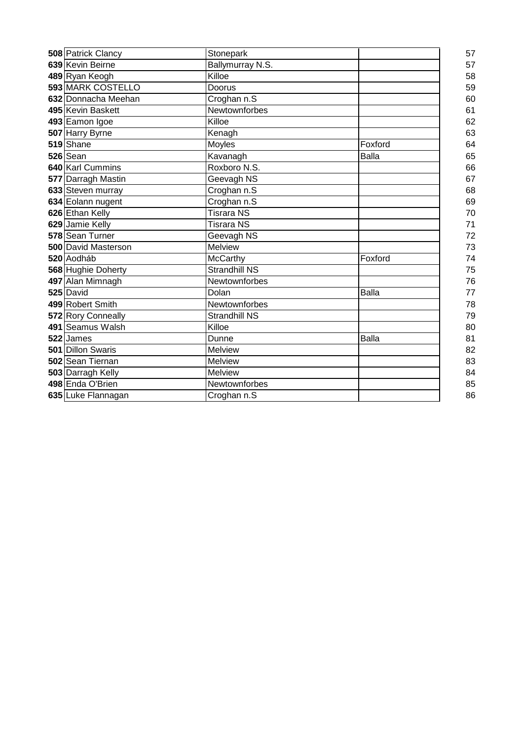| | | | | |
|---|---|---|---|---|
| **508** | Patrick Clancy | Stonepark | | 57 |
| **639** | Kevin Beirne | Ballymurray N.S. | | 57 |
| **489** | Ryan Keogh | Killoe | | 58 |
| **593** | MARK COSTELLO | Doorus | | 59 |
| **632** | Donnacha Meehan | Croghan n.S | | 60 |
| **495** | Kevin Baskett | Newtownforbes | | 61 |
| **493** | Eamon Igoe | Killoe | | 62 |
| **507** | Harry Byrne | Kenagh | | 63 |
| **519** | Shane | Moyles | Foxford | 64 |
| **526** | Sean | Kavanagh | Balla | 65 |
| **640** | Karl Cummins | Roxboro N.S. | | 66 |
| **577** | Darragh Mastin | Geevagh NS | | 67 |
| **633** | Steven murray | Croghan n.S | | 68 |
| **634** | Eolann nugent | Croghan n.S | | 69 |
| **626** | Ethan Kelly | Tisrara NS | | 70 |
| **629** | Jamie Kelly | Tisrara NS | | 71 |
| **578** | Sean Turner | Geevagh NS | | 72 |
| **500** | David Masterson | Melview | | 73 |
| **520** | Aodháb | McCarthy | Foxford | 74 |
| **568** | Hughie Doherty | Strandhill NS | | 75 |
| **497** | Alan Mimnagh | Newtownforbes | | 76 |
| **525** | David | Dolan | Balla | 77 |
| **499** | Robert Smith | Newtownforbes | | 78 |
| **572** | Rory Conneally | Strandhill NS | | 79 |
| **491** | Seamus Walsh | Killoe | | 80 |
| **522** | James | Dunne | Balla | 81 |
| **501** | Dillon Swaris | Melview | | 82 |
| **502** | Sean Tiernan | Melview | | 83 |
| **503** | Darragh Kelly | Melview | | 84 |
| **498** | Enda O'Brien | Newtownforbes | | 85 |
| **635** | Luke Flannagan | Croghan n.S | | 86 |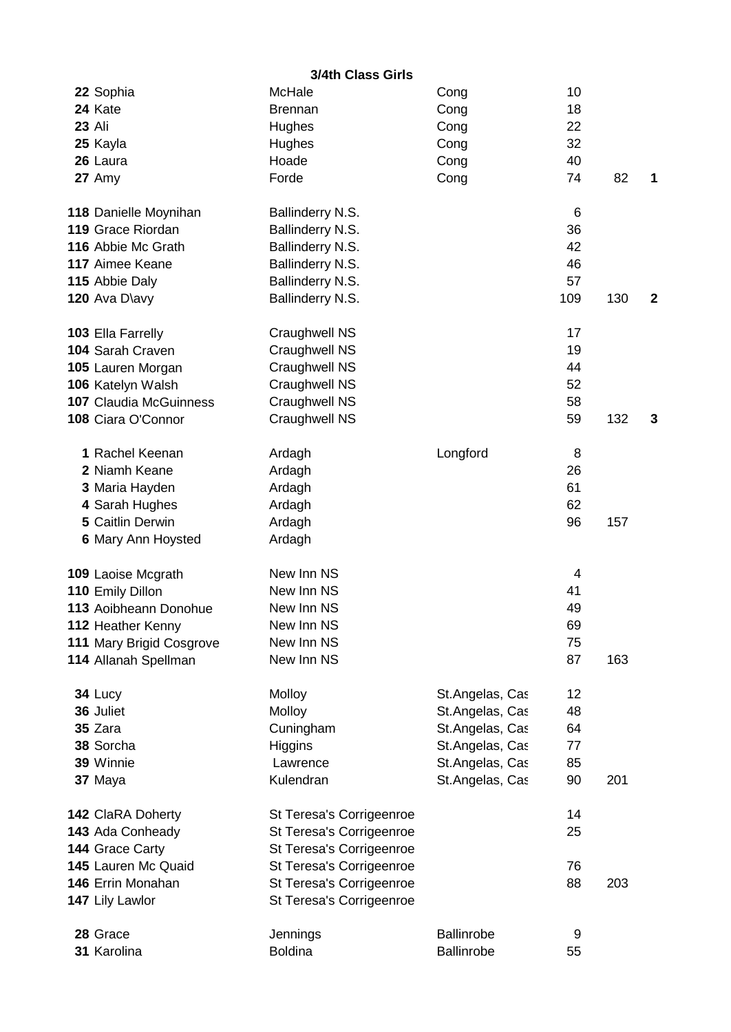**3/4th Class Girls**

| No. | Name | Surname/School | Team | Position | Total | Place |
|---|---|---|---|---|---|---|
| **22** | Sophia | McHale | Cong | 10 | | |
| **24** | Kate | Brennan | Cong | 18 | | |
| **23** | Ali | Hughes | Cong | 22 | | |
| **25** | Kayla | Hughes | Cong | 32 | | |
| **26** | Laura | Hoade | Cong | 40 | | |
| **27** | Amy | Forde | Cong | 74 | 82 | **1** |
| | | | | | | |
| **118** | Danielle Moynihan | Ballinderry N.S. | | 6 | | |
| **119** | Grace Riordan | Ballinderry N.S. | | 36 | | |
| **116** | Abbie Mc Grath | Ballinderry N.S. | | 42 | | |
| **117** | Aimee Keane | Ballinderry N.S. | | 46 | | |
| **115** | Abbie Daly | Ballinderry N.S. | | 57 | | |
| **120** | Ava D\avy | Ballinderry N.S. | | 109 | 130 | **2** |
| | | | | | | |
| **103** | Ella Farrelly | Craughwell NS | | 17 | | |
| **104** | Sarah Craven | Craughwell NS | | 19 | | |
| **105** | Lauren Morgan | Craughwell NS | | 44 | | |
| **106** | Katelyn Walsh | Craughwell NS | | 52 | | |
| **107** | Claudia McGuinness | Craughwell NS | | 58 | | |
| **108** | Ciara O'Connor | Craughwell NS | | 59 | 132 | **3** |
| | | | | | | |
| **1** | Rachel Keenan | Ardagh | Longford | 8 | | |
| **2** | Niamh Keane | Ardagh | | 26 | | |
| **3** | Maria Hayden | Ardagh | | 61 | | |
| **4** | Sarah Hughes | Ardagh | | 62 | | |
| **5** | Caitlin Derwin | Ardagh | | 96 | 157 | |
| **6** | Mary Ann Hoysted | Ardagh | | | | |
| | | | | | | |
| **109** | Laoise Mcgrath | New Inn NS | | 4 | | |
| **110** | Emily Dillon | New Inn NS | | 41 | | |
| **113** | Aoibheann Donohue | New Inn NS | | 49 | | |
| **112** | Heather Kenny | New Inn NS | | 69 | | |
| **111** | Mary Brigid Cosgrove | New Inn NS | | 75 | | |
| **114** | Allanah Spellman | New Inn NS | | 87 | 163 | |
| | | | | | | |
| **34** | Lucy | Molloy | St.Angelas, Cas | 12 | | |
| **36** | Juliet | Molloy | St.Angelas, Cas | 48 | | |
| **35** | Zara | Cuningham | St.Angelas, Cas | 64 | | |
| **38** | Sorcha | Higgins | St.Angelas, Cas | 77 | | |
| **39** | Winnie | Lawrence | St.Angelas, Cas | 85 | | |
| **37** | Maya | Kulendran | St.Angelas, Cas | 90 | 201 | |
| | | | | | | |
| **142** | ClaRA Doherty | St Teresa's Corrigeenroe | | 14 | | |
| **143** | Ada Conheady | St Teresa's Corrigeenroe | | 25 | | |
| **144** | Grace Carty | St Teresa's Corrigeenroe | | | | |
| **145** | Lauren Mc Quaid | St Teresa's Corrigeenroe | | 76 | | |
| **146** | Errin Monahan | St Teresa's Corrigeenroe | | 88 | 203 | |
| **147** | Lily Lawlor | St Teresa's Corrigeenroe | | | | |
| | | | | | | |
| **28** | Grace | Jennings | Ballinrobe | 9 | | |
| **31** | Karolina | Boldina | Ballinrobe | 55 | | |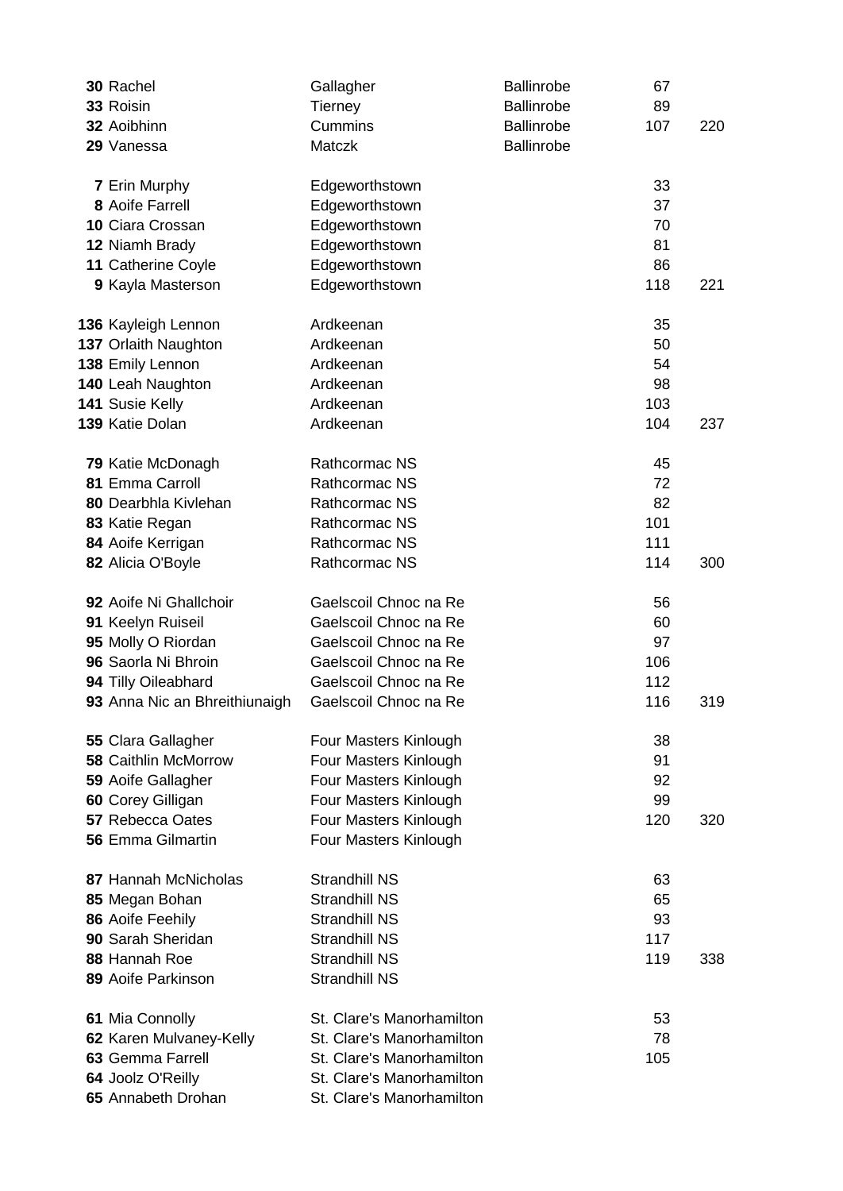| | | | | | |
|---|---|---|---|---|---|
| **30** | Rachel | Gallagher | Ballinrobe | 67 | |
| **33** | Roisin | Tierney | Ballinrobe | 89 | |
| **32** | Aoibhinn | Cummins | Ballinrobe | 107 | 220 |
| **29** | Vanessa | Matczk | Ballinrobe | | |
| | | | | | |
| **7** | Erin Murphy | Edgeworthstown | | 33 | |
| **8** | Aoife Farrell | Edgeworthstown | | 37 | |
| **10** | Ciara Crossan | Edgeworthstown | | 70 | |
| **12** | Niamh Brady | Edgeworthstown | | 81 | |
| **11** | Catherine Coyle | Edgeworthstown | | 86 | |
| **9** | Kayla Masterson | Edgeworthstown | | 118 | 221 |
| | | | | | |
| **136** | Kayleigh Lennon | Ardkeenan | | 35 | |
| **137** | Orlaith Naughton | Ardkeenan | | 50 | |
| **138** | Emily Lennon | Ardkeenan | | 54 | |
| **140** | Leah Naughton | Ardkeenan | | 98 | |
| **141** | Susie Kelly | Ardkeenan | | 103 | |
| **139** | Katie Dolan | Ardkeenan | | 104 | 237 |
| | | | | | |
| **79** | Katie McDonagh | Rathcormac NS | | 45 | |
| **81** | Emma Carroll | Rathcormac NS | | 72 | |
| **80** | Dearbhla Kivlehan | Rathcormac NS | | 82 | |
| **83** | Katie Regan | Rathcormac NS | | 101 | |
| **84** | Aoife Kerrigan | Rathcormac NS | | 111 | |
| **82** | Alicia O'Boyle | Rathcormac NS | | 114 | 300 |
| | | | | | |
| **92** | Aoife Ni Ghallchoir | Gaelscoil Chnoc na Re | | 56 | |
| **91** | Keelyn Ruiseil | Gaelscoil Chnoc na Re | | 60 | |
| **95** | Molly O Riordan | Gaelscoil Chnoc na Re | | 97 | |
| **96** | Saorla Ni Bhroin | Gaelscoil Chnoc na Re | | 106 | |
| **94** | Tilly Oileabhard | Gaelscoil Chnoc na Re | | 112 | |
| **93** | Anna Nic an Bhreithiunaigh | Gaelscoil Chnoc na Re | | 116 | 319 |
| | | | | | |
| **55** | Clara Gallagher | Four Masters Kinlough | | 38 | |
| **58** | Caithlin McMorrow | Four Masters Kinlough | | 91 | |
| **59** | Aoife Gallagher | Four Masters Kinlough | | 92 | |
| **60** | Corey Gilligan | Four Masters Kinlough | | 99 | |
| **57** | Rebecca Oates | Four Masters Kinlough | | 120 | 320 |
| **56** | Emma Gilmartin | Four Masters Kinlough | | | |
| | | | | | |
| **87** | Hannah McNicholas | Strandhill NS | | 63 | |
| **85** | Megan Bohan | Strandhill NS | | 65 | |
| **86** | Aoife Feehily | Strandhill NS | | 93 | |
| **90** | Sarah Sheridan | Strandhill NS | | 117 | |
| **88** | Hannah Roe | Strandhill NS | | 119 | 338 |
| **89** | Aoife Parkinson | Strandhill NS | | | |
| | | | | | |
| **61** | Mia Connolly | St. Clare's Manorhamilton | | 53 | |
| **62** | Karen Mulvaney-Kelly | St. Clare's Manorhamilton | | 78 | |
| **63** | Gemma Farrell | St. Clare's Manorhamilton | | 105 | |
| **64** | Joolz O'Reilly | St. Clare's Manorhamilton | | | |
| **65** | Annabeth Drohan | St. Clare's Manorhamilton | | | |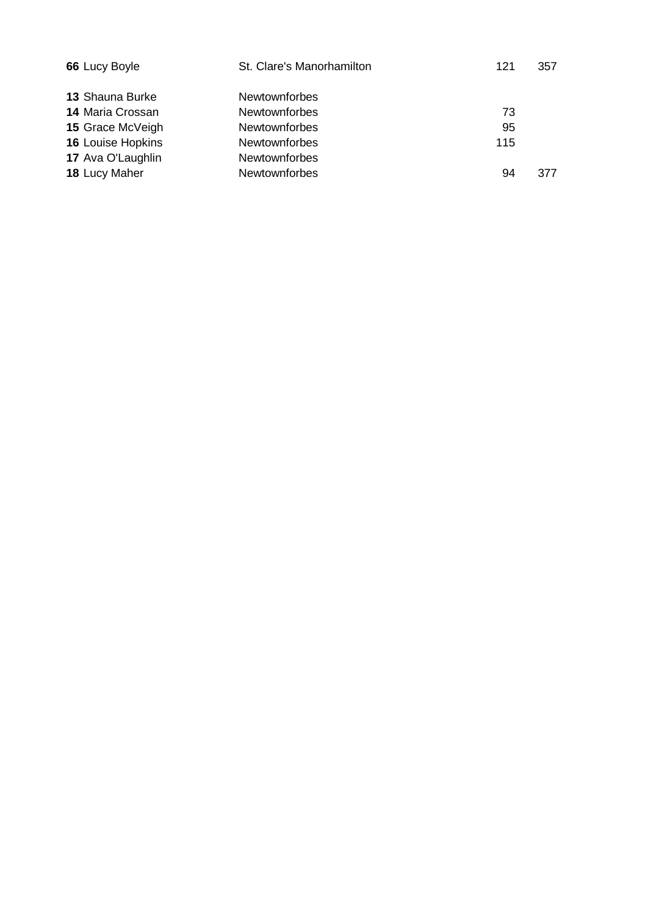| | | | | |
|---|---|---|---|---|
| **66** | Lucy Boyle | St. Clare's Manorhamilton | 121 | 357 |
| | | | | |
| **13** | Shauna Burke | Newtownforbes | | |
| **14** | Maria Crossan | Newtownforbes | 73 | |
| **15** | Grace McVeigh | Newtownforbes | 95 | |
| **16** | Louise Hopkins | Newtownforbes | 115 | |
| **17** | Ava O'Laughlin | Newtownforbes | | |
| **18** | Lucy Maher | Newtownforbes | 94 | 377 |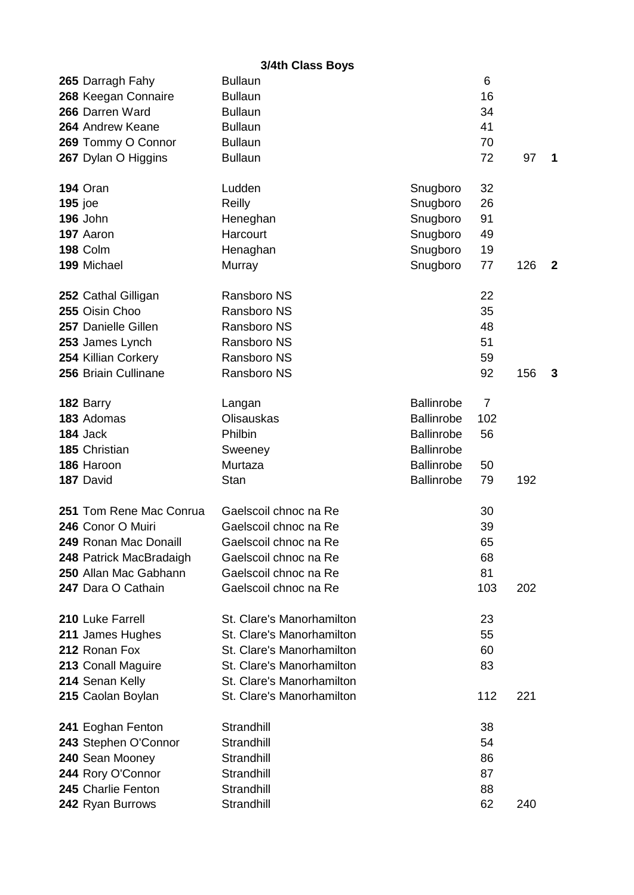### 3/4th Class Boys

| No. | Name | School | | Pos | Total | Rank |
|---|---|---|---|---|---|---|
| **265** | Darragh Fahy | Bullaun | | 6 | | |
| **268** | Keegan Connaire | Bullaun | | 16 | | |
| **266** | Darren Ward | Bullaun | | 34 | | |
| **264** | Andrew Keane | Bullaun | | 41 | | |
| **269** | Tommy O Connor | Bullaun | | 70 | | |
| **267** | Dylan O Higgins | Bullaun | | 72 | 97 | **1** |
| | | | | | | |
| **194** | Oran | Ludden | Snugboro | 32 | | |
| **195** | joe | Reilly | Snugboro | 26 | | |
| **196** | John | Heneghan | Snugboro | 91 | | |
| **197** | Aaron | Harcourt | Snugboro | 49 | | |
| **198** | Colm | Henaghan | Snugboro | 19 | | |
| **199** | Michael | Murray | Snugboro | 77 | 126 | **2** |
| | | | | | | |
| **252** | Cathal Gilligan | Ransboro NS | | 22 | | |
| **255** | Oisin Choo | Ransboro NS | | 35 | | |
| **257** | Danielle Gillen | Ransboro NS | | 48 | | |
| **253** | James Lynch | Ransboro NS | | 51 | | |
| **254** | Killian Corkery | Ransboro NS | | 59 | | |
| **256** | Briain Cullinane | Ransboro NS | | 92 | 156 | **3** |
| | | | | | | |
| **182** | Barry | Langan | Ballinrobe | 7 | | |
| **183** | Adomas | Olisauskas | Ballinrobe | 102 | | |
| **184** | Jack | Philbin | Ballinrobe | 56 | | |
| **185** | Christian | Sweeney | Ballinrobe | | | |
| **186** | Haroon | Murtaza | Ballinrobe | 50 | | |
| **187** | David | Stan | Ballinrobe | 79 | 192 | |
| | | | | | | |
| **251** | Tom Rene Mac Conrua | Gaelscoil chnoc na Re | | 30 | | |
| **246** | Conor O Muiri | Gaelscoil chnoc na Re | | 39 | | |
| **249** | Ronan Mac Donaill | Gaelscoil chnoc na Re | | 65 | | |
| **248** | Patrick MacBradaigh | Gaelscoil chnoc na Re | | 68 | | |
| **250** | Allan Mac Gabhann | Gaelscoil chnoc na Re | | 81 | | |
| **247** | Dara O Cathain | Gaelscoil chnoc na Re | | 103 | 202 | |
| | | | | | | |
| **210** | Luke Farrell | St. Clare's Manorhamilton | | 23 | | |
| **211** | James Hughes | St. Clare's Manorhamilton | | 55 | | |
| **212** | Ronan Fox | St. Clare's Manorhamilton | | 60 | | |
| **213** | Conall Maguire | St. Clare's Manorhamilton | | 83 | | |
| **214** | Senan Kelly | St. Clare's Manorhamilton | | | | |
| **215** | Caolan Boylan | St. Clare's Manorhamilton | | 112 | 221 | |
| | | | | | | |
| **241** | Eoghan Fenton | Strandhill | | 38 | | |
| **243** | Stephen O'Connor | Strandhill | | 54 | | |
| **240** | Sean Mooney | Strandhill | | 86 | | |
| **244** | Rory O'Connor | Strandhill | | 87 | | |
| **245** | Charlie Fenton | Strandhill | | 88 | | |
| **242** | Ryan Burrows | Strandhill | | 62 | 240 | |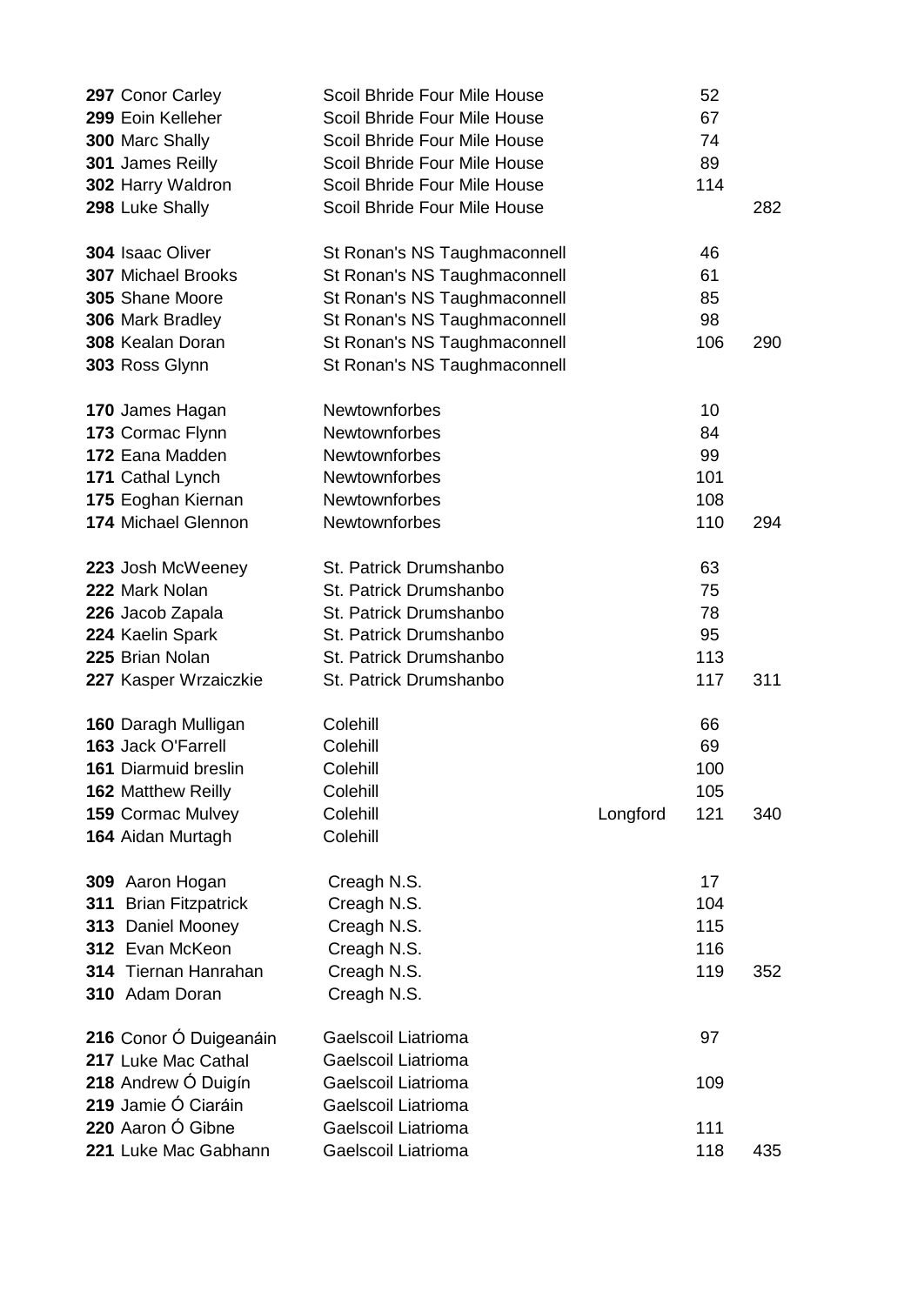| | | | | |
|---|---|---|---|---|
| **297** Conor Carley | Scoil Bhride Four Mile House | | 52 | |
| **299** Eoin Kelleher | Scoil Bhride Four Mile House | | 67 | |
| **300** Marc Shally | Scoil Bhride Four Mile House | | 74 | |
| **301** James Reilly | Scoil Bhride Four Mile House | | 89 | |
| **302** Harry Waldron | Scoil Bhride Four Mile House | | 114 | |
| **298** Luke Shally | Scoil Bhride Four Mile House | | | 282 |
| | | | | |
| **304** Isaac Oliver | St Ronan's NS Taughmaconnell | | 46 | |
| **307** Michael Brooks | St Ronan's NS Taughmaconnell | | 61 | |
| **305** Shane Moore | St Ronan's NS Taughmaconnell | | 85 | |
| **306** Mark Bradley | St Ronan's NS Taughmaconnell | | 98 | |
| **308** Kealan Doran | St Ronan's NS Taughmaconnell | | 106 | 290 |
| **303** Ross Glynn | St Ronan's NS Taughmaconnell | | | |
| | | | | |
| **170** James Hagan | Newtownforbes | | 10 | |
| **173** Cormac Flynn | Newtownforbes | | 84 | |
| **172** Eana Madden | Newtownforbes | | 99 | |
| **171** Cathal Lynch | Newtownforbes | | 101 | |
| **175** Eoghan Kiernan | Newtownforbes | | 108 | |
| **174** Michael Glennon | Newtownforbes | | 110 | 294 |
| | | | | |
| **223** Josh McWeeney | St. Patrick Drumshanbo | | 63 | |
| **222** Mark Nolan | St. Patrick Drumshanbo | | 75 | |
| **226** Jacob Zapala | St. Patrick Drumshanbo | | 78 | |
| **224** Kaelin Spark | St. Patrick Drumshanbo | | 95 | |
| **225** Brian Nolan | St. Patrick Drumshanbo | | 113 | |
| **227** Kasper Wrzaiczkie | St. Patrick Drumshanbo | | 117 | 311 |
| | | | | |
| **160** Daragh Mulligan | Colehill | | 66 | |
| **163** Jack O'Farrell | Colehill | | 69 | |
| **161** Diarmuid breslin | Colehill | | 100 | |
| **162** Matthew Reilly | Colehill | | 105 | |
| **159** Cormac Mulvey | Colehill | Longford | 121 | 340 |
| **164** Aidan Murtagh | Colehill | | | |
| | | | | |
| **309** Aaron Hogan | Creagh N.S. | | 17 | |
| **311** Brian Fitzpatrick | Creagh N.S. | | 104 | |
| **313** Daniel Mooney | Creagh N.S. | | 115 | |
| **312** Evan McKeon | Creagh N.S. | | 116 | |
| **314** Tiernan Hanrahan | Creagh N.S. | | 119 | 352 |
| **310** Adam Doran | Creagh N.S. | | | |
| | | | | |
| **216** Conor Ó Duigeanáin | Gaelscoil Liatrioma | | 97 | |
| **217** Luke Mac Cathal | Gaelscoil Liatrioma | | | |
| **218** Andrew Ó Duigín | Gaelscoil Liatrioma | | 109 | |
| **219** Jamie Ó Ciaráin | Gaelscoil Liatrioma | | | |
| **220** Aaron Ó Gibne | Gaelscoil Liatrioma | | 111 | |
| **221** Luke Mac Gabhann | Gaelscoil Liatrioma | | 118 | 435 |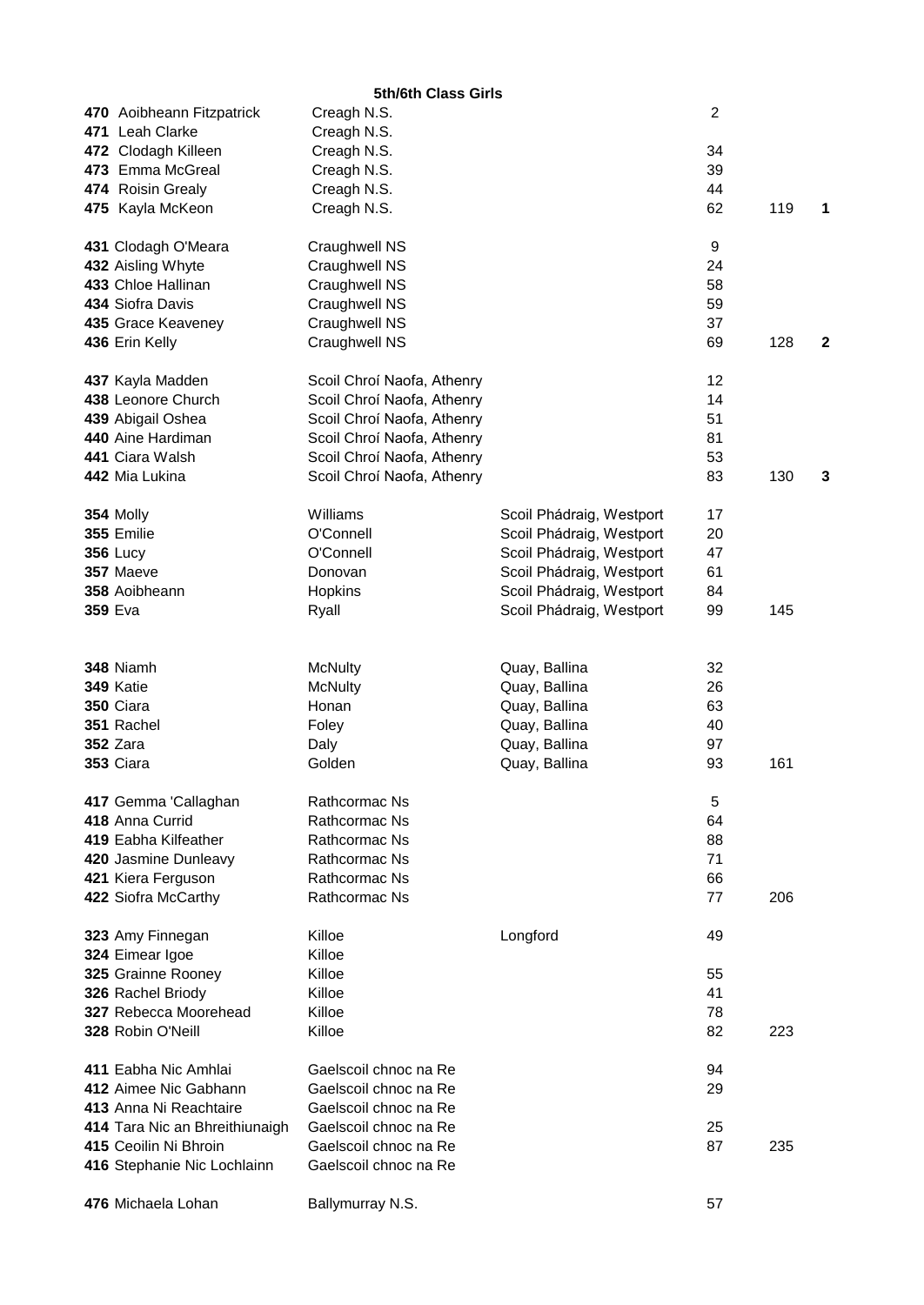**5th/6th Class Girls**

| No. | Name | School | | Pos | Total | Place |
|---|---|---|---|---|---|---|
| 470 | Aoibheann Fitzpatrick | Creagh N.S. | | 2 | | |
| 471 | Leah Clarke | Creagh N.S. | | | | |
| 472 | Clodagh Killeen | Creagh N.S. | | 34 | | |
| 473 | Emma McGreal | Creagh N.S. | | 39 | | |
| 474 | Roisin Grealy | Creagh N.S. | | 44 | | |
| 475 | Kayla McKeon | Creagh N.S. | | 62 | 119 | 1 |
| | | | | | | |
| 431 | Clodagh O'Meara | Craughwell NS | | 9 | | |
| 432 | Aisling Whyte | Craughwell NS | | 24 | | |
| 433 | Chloe Hallinan | Craughwell NS | | 58 | | |
| 434 | Siofra Davis | Craughwell NS | | 59 | | |
| 435 | Grace Keaveney | Craughwell NS | | 37 | | |
| 436 | Erin Kelly | Craughwell NS | | 69 | 128 | 2 |
| | | | | | | |
| 437 | Kayla Madden | Scoil Chroí Naofa, Athenry | | 12 | | |
| 438 | Leonore Church | Scoil Chroí Naofa, Athenry | | 14 | | |
| 439 | Abigail Oshea | Scoil Chroí Naofa, Athenry | | 51 | | |
| 440 | Aine Hardiman | Scoil Chroí Naofa, Athenry | | 81 | | |
| 441 | Ciara Walsh | Scoil Chroí Naofa, Athenry | | 53 | | |
| 442 | Mia Lukina | Scoil Chroí Naofa, Athenry | | 83 | 130 | 3 |
| | | | | | | |
| 354 | Molly | Williams | Scoil Phádraig, Westport | 17 | | |
| 355 | Emilie | O'Connell | Scoil Phádraig, Westport | 20 | | |
| 356 | Lucy | O'Connell | Scoil Phádraig, Westport | 47 | | |
| 357 | Maeve | Donovan | Scoil Phádraig, Westport | 61 | | |
| 358 | Aoibheann | Hopkins | Scoil Phádraig, Westport | 84 | | |
| 359 | Eva | Ryall | Scoil Phádraig, Westport | 99 | 145 | |
| | | | | | | |
| 348 | Niamh | McNulty | Quay, Ballina | 32 | | |
| 349 | Katie | McNulty | Quay, Ballina | 26 | | |
| 350 | Ciara | Honan | Quay, Ballina | 63 | | |
| 351 | Rachel | Foley | Quay, Ballina | 40 | | |
| 352 | Zara | Daly | Quay, Ballina | 97 | | |
| 353 | Ciara | Golden | Quay, Ballina | 93 | 161 | |
| | | | | | | |
| 417 | Gemma 'Callaghan | Rathcormac Ns | | 5 | | |
| 418 | Anna Currid | Rathcormac Ns | | 64 | | |
| 419 | Eabha Kilfeather | Rathcormac Ns | | 88 | | |
| 420 | Jasmine Dunleavy | Rathcormac Ns | | 71 | | |
| 421 | Kiera Ferguson | Rathcormac Ns | | 66 | | |
| 422 | Siofra McCarthy | Rathcormac Ns | | 77 | 206 | |
| | | | | | | |
| 323 | Amy Finnegan | Killoe | Longford | 49 | | |
| 324 | Eimear Igoe | Killoe | | | | |
| 325 | Grainne Rooney | Killoe | | 55 | | |
| 326 | Rachel Briody | Killoe | | 41 | | |
| 327 | Rebecca Moorehead | Killoe | | 78 | | |
| 328 | Robin O'Neill | Killoe | | 82 | 223 | |
| | | | | | | |
| 411 | Eabha Nic Amhlai | Gaelscoil chnoc na Re | | 94 | | |
| 412 | Aimee Nic Gabhann | Gaelscoil chnoc na Re | | 29 | | |
| 413 | Anna Ni Reachtaire | Gaelscoil chnoc na Re | | | | |
| 414 | Tara Nic an Bhreithiunaigh | Gaelscoil chnoc na Re | | 25 | | |
| 415 | Ceoilin Ni Bhroin | Gaelscoil chnoc na Re | | 87 | 235 | |
| 416 | Stephanie Nic Lochlainn | Gaelscoil chnoc na Re | | | | |
| | | | | | | |
| 476 | Michaela Lohan | Ballymurray N.S. | | 57 | | |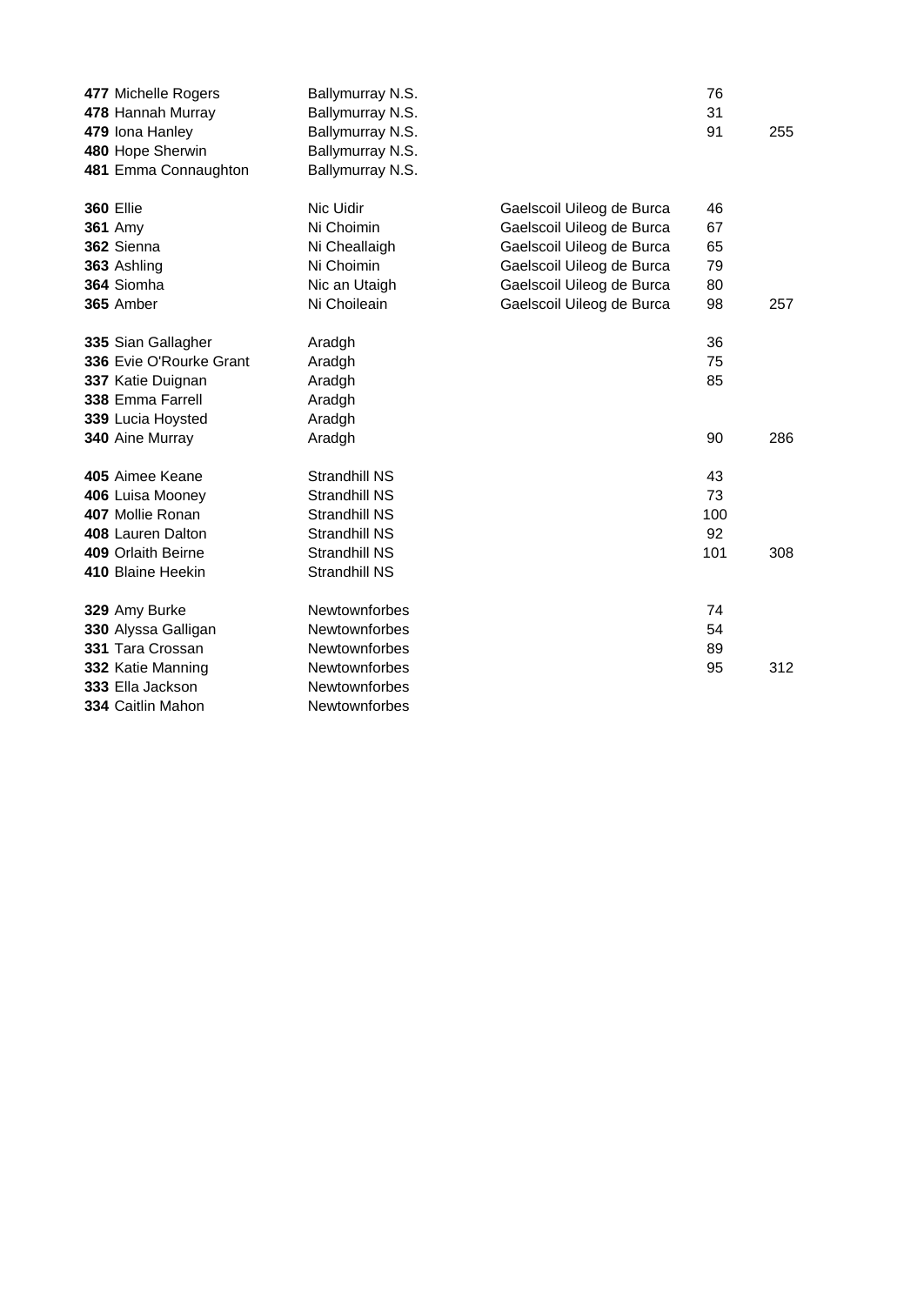| No. | Name | School | | Position | Total |
|---|---|---|---|---|---|
| **477** | Michelle Rogers | Ballymurray N.S. | | 76 | |
| **478** | Hannah Murray | Ballymurray N.S. | | 31 | |
| **479** | Iona Hanley | Ballymurray N.S. | | 91 | 255 |
| **480** | Hope Sherwin | Ballymurray N.S. | | | |
| **481** | Emma Connaughton | Ballymurray N.S. | | | |
| | | | | | |
| **360** | Ellie | Nic Uidir | Gaelscoil Uileog de Burca | 46 | |
| **361** | Amy | Ni Choimin | Gaelscoil Uileog de Burca | 67 | |
| **362** | Sienna | Ni Cheallaigh | Gaelscoil Uileog de Burca | 65 | |
| **363** | Ashling | Ni Choimin | Gaelscoil Uileog de Burca | 79 | |
| **364** | Siomha | Nic an Utaigh | Gaelscoil Uileog de Burca | 80 | |
| **365** | Amber | Ni Choileain | Gaelscoil Uileog de Burca | 98 | 257 |
| | | | | | |
| **335** | Sian Gallagher | Aradgh | | 36 | |
| **336** | Evie O'Rourke Grant | Aradgh | | 75 | |
| **337** | Katie Duignan | Aradgh | | 85 | |
| **338** | Emma Farrell | Aradgh | | | |
| **339** | Lucia Hoysted | Aradgh | | | |
| **340** | Aine Murray | Aradgh | | 90 | 286 |
| | | | | | |
| **405** | Aimee Keane | Strandhill NS | | 43 | |
| **406** | Luisa Mooney | Strandhill NS | | 73 | |
| **407** | Mollie Ronan | Strandhill NS | | 100 | |
| **408** | Lauren Dalton | Strandhill NS | | 92 | |
| **409** | Orlaith Beirne | Strandhill NS | | 101 | 308 |
| **410** | Blaine Heekin | Strandhill NS | | | |
| | | | | | |
| **329** | Amy Burke | Newtownforbes | | 74 | |
| **330** | Alyssa Galligan | Newtownforbes | | 54 | |
| **331** | Tara Crossan | Newtownforbes | | 89 | |
| **332** | Katie Manning | Newtownforbes | | 95 | 312 |
| **333** | Ella Jackson | Newtownforbes | | | |
| **334** | Caitlin Mahon | Newtownforbes | | | |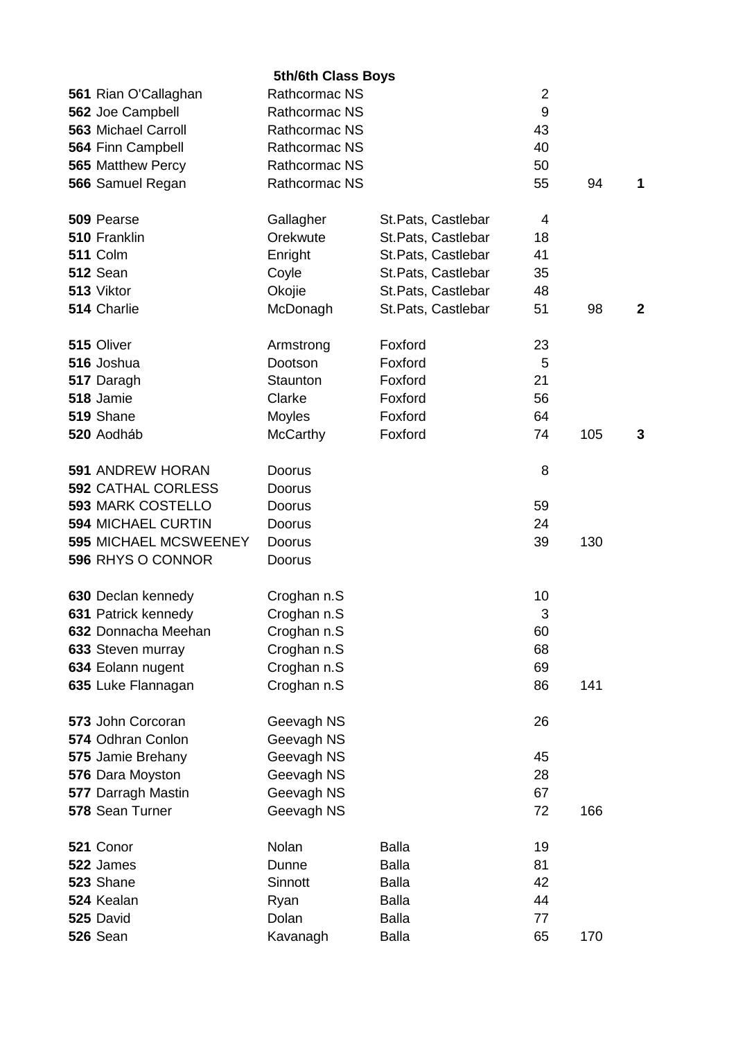**5th/6th Class Boys**

| No. | Name | | School | Pos | Total | Place |
|---|---|---|---|---|---|---|
| **561** | Rian O'Callaghan | Rathcormac NS | | 2 | | |
| **562** | Joe Campbell | Rathcormac NS | | 9 | | |
| **563** | Michael Carroll | Rathcormac NS | | 43 | | |
| **564** | Finn Campbell | Rathcormac NS | | 40 | | |
| **565** | Matthew Percy | Rathcormac NS | | 50 | | |
| **566** | Samuel Regan | Rathcormac NS | | 55 | 94 | **1** |
| | | | | | | |
| **509** | Pearse | Gallagher | St.Pats, Castlebar | 4 | | |
| **510** | Franklin | Orekwute | St.Pats, Castlebar | 18 | | |
| **511** | Colm | Enright | St.Pats, Castlebar | 41 | | |
| **512** | Sean | Coyle | St.Pats, Castlebar | 35 | | |
| **513** | Viktor | Okojie | St.Pats, Castlebar | 48 | | |
| **514** | Charlie | McDonagh | St.Pats, Castlebar | 51 | 98 | **2** |
| | | | | | | |
| **515** | Oliver | Armstrong | Foxford | 23 | | |
| **516** | Joshua | Dootson | Foxford | 5 | | |
| **517** | Daragh | Staunton | Foxford | 21 | | |
| **518** | Jamie | Clarke | Foxford | 56 | | |
| **519** | Shane | Moyles | Foxford | 64 | | |
| **520** | Aodháb | McCarthy | Foxford | 74 | 105 | **3** |
| | | | | | | |
| **591** | ANDREW HORAN | Doorus | | 8 | | |
| **592** | CATHAL CORLESS | Doorus | | | | |
| **593** | MARK COSTELLO | Doorus | | 59 | | |
| **594** | MICHAEL CURTIN | Doorus | | 24 | | |
| **595** | MICHAEL MCSWEENEY | Doorus | | 39 | 130 | |
| **596** | RHYS O CONNOR | Doorus | | | | |
| | | | | | | |
| **630** | Declan kennedy | Croghan n.S | | 10 | | |
| **631** | Patrick kennedy | Croghan n.S | | 3 | | |
| **632** | Donnacha Meehan | Croghan n.S | | 60 | | |
| **633** | Steven murray | Croghan n.S | | 68 | | |
| **634** | Eolann nugent | Croghan n.S | | 69 | | |
| **635** | Luke Flannagan | Croghan n.S | | 86 | 141 | |
| | | | | | | |
| **573** | John Corcoran | Geevagh NS | | 26 | | |
| **574** | Odhran Conlon | Geevagh NS | | | | |
| **575** | Jamie Brehany | Geevagh NS | | 45 | | |
| **576** | Dara Moyston | Geevagh NS | | 28 | | |
| **577** | Darragh Mastin | Geevagh NS | | 67 | | |
| **578** | Sean Turner | Geevagh NS | | 72 | 166 | |
| | | | | | | |
| **521** | Conor | Nolan | Balla | 19 | | |
| **522** | James | Dunne | Balla | 81 | | |
| **523** | Shane | Sinnott | Balla | 42 | | |
| **524** | Kealan | Ryan | Balla | 44 | | |
| **525** | David | Dolan | Balla | 77 | | |
| **526** | Sean | Kavanagh | Balla | 65 | 170 | |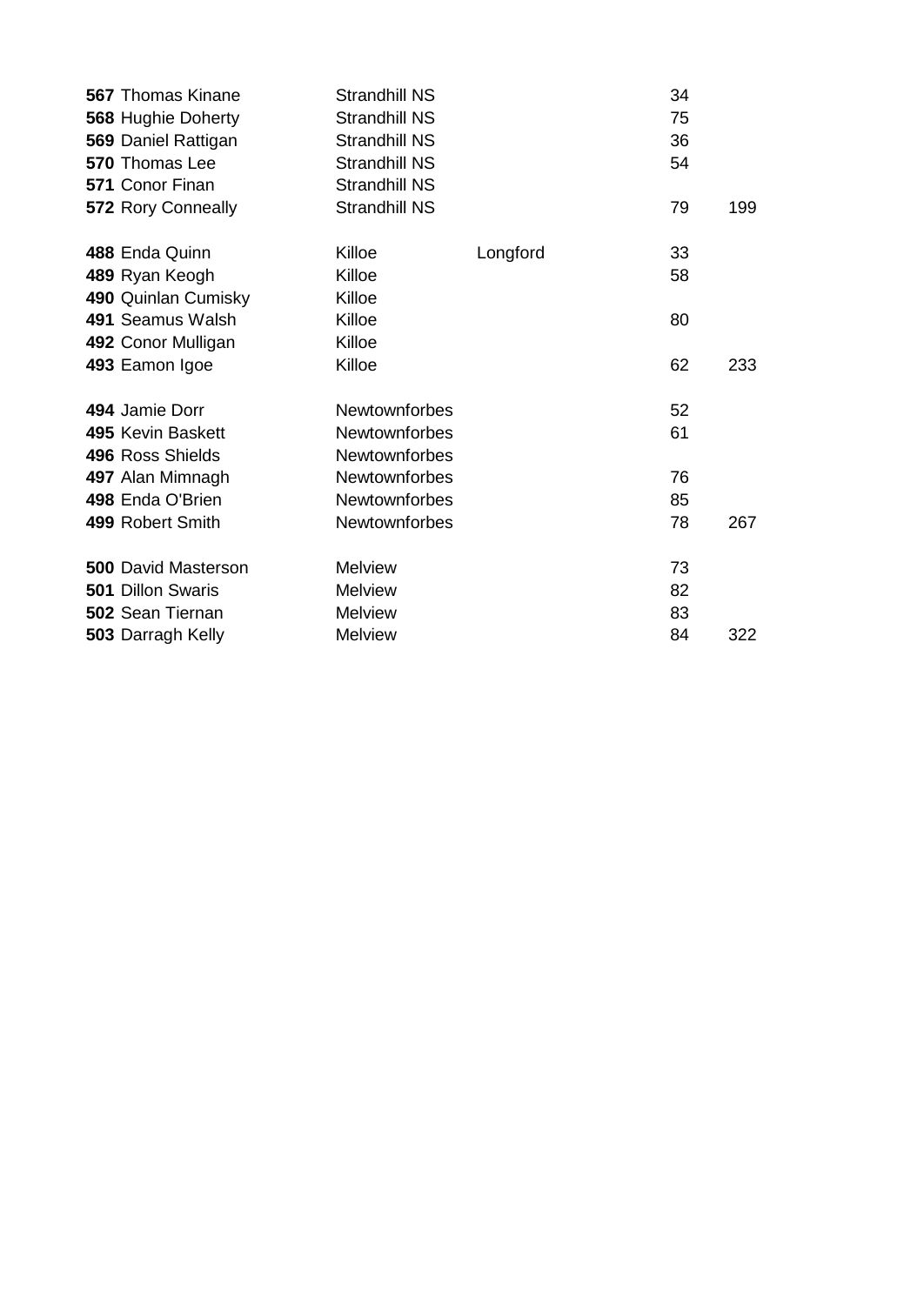| | | | | | |
|---|---|---|---|---|---|
| **567** | Thomas Kinane | Strandhill NS | | 34 | |
| **568** | Hughie Doherty | Strandhill NS | | 75 | |
| **569** | Daniel Rattigan | Strandhill NS | | 36 | |
| **570** | Thomas Lee | Strandhill NS | | 54 | |
| **571** | Conor Finan | Strandhill NS | | | |
| **572** | Rory Conneally | Strandhill NS | | 79 | 199 |
| | | | | | |
| **488** | Enda Quinn | Killoe | Longford | 33 | |
| **489** | Ryan Keogh | Killoe | | 58 | |
| **490** | Quinlan Cumisky | Killoe | | | |
| **491** | Seamus Walsh | Killoe | | 80 | |
| **492** | Conor Mulligan | Killoe | | | |
| **493** | Eamon Igoe | Killoe | | 62 | 233 |
| | | | | | |
| **494** | Jamie Dorr | Newtownforbes | | 52 | |
| **495** | Kevin Baskett | Newtownforbes | | 61 | |
| **496** | Ross Shields | Newtownforbes | | | |
| **497** | Alan Mimnagh | Newtownforbes | | 76 | |
| **498** | Enda O'Brien | Newtownforbes | | 85 | |
| **499** | Robert Smith | Newtownforbes | | 78 | 267 |
| | | | | | |
| **500** | David Masterson | Melview | | 73 | |
| **501** | Dillon Swaris | Melview | | 82 | |
| **502** | Sean Tiernan | Melview | | 83 | |
| **503** | Darragh Kelly | Melview | | 84 | 322 |